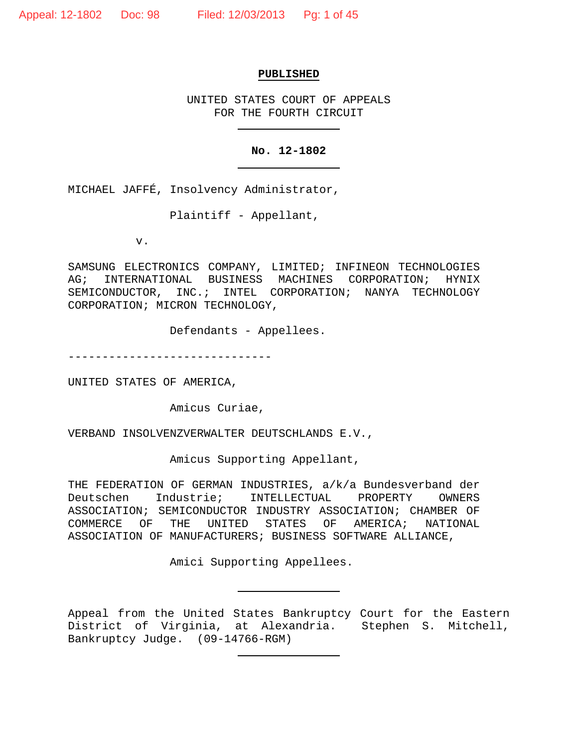**PUBLISHED**

UNITED STATES COURT OF APPEALS
FOR THE FOURTH CIRCUIT

---

**No. 12-1802**

---

MICHAEL JAFFÉ, Insolvency Administrator,

Plaintiff - Appellant,

v.

SAMSUNG ELECTRONICS COMPANY, LIMITED; INFINEON TECHNOLOGIES AG; INTERNATIONAL BUSINESS MACHINES CORPORATION; HYNIX SEMICONDUCTOR, INC.; INTEL CORPORATION; NANYA TECHNOLOGY CORPORATION; MICRON TECHNOLOGY,

Defendants - Appellees.

------------------------------

UNITED STATES OF AMERICA,

Amicus Curiae,

VERBAND INSOLVENZVERWALTER DEUTSCHLANDS E.V.,

Amicus Supporting Appellant,

THE FEDERATION OF GERMAN INDUSTRIES, a/k/a Bundesverband der Deutschen Industrie; INTELLECTUAL PROPERTY OWNERS ASSOCIATION; SEMICONDUCTOR INDUSTRY ASSOCIATION; CHAMBER OF COMMERCE OF THE UNITED STATES OF AMERICA; NATIONAL ASSOCIATION OF MANUFACTURERS; BUSINESS SOFTWARE ALLIANCE,

Amici Supporting Appellees.

---

Appeal from the United States Bankruptcy Court for the Eastern District of Virginia, at Alexandria. Stephen S. Mitchell, Bankruptcy Judge. (09-14766-RGM)

---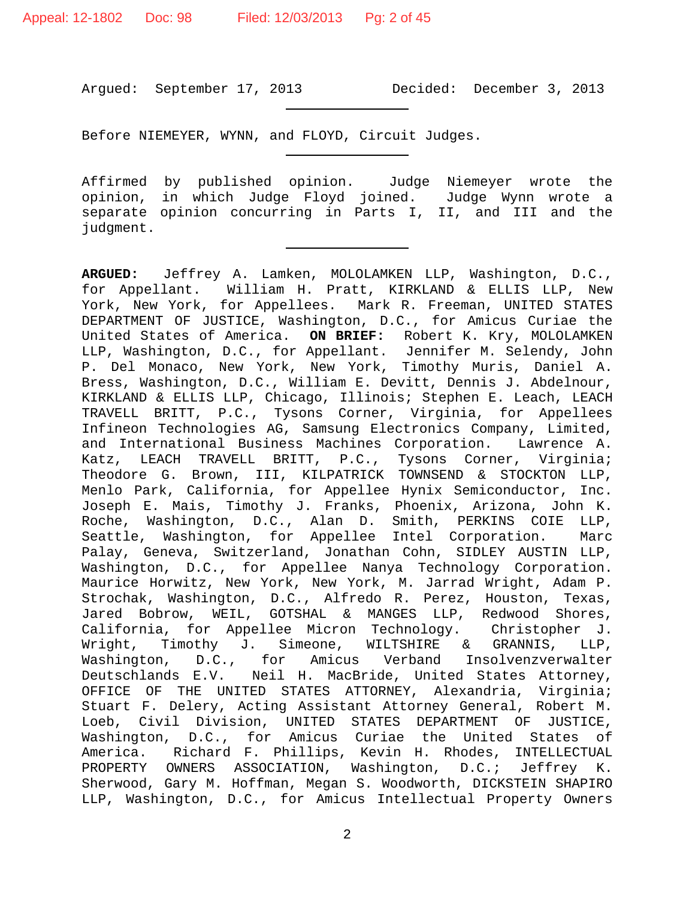Argued: September 17, 2013 Decided: December 3, 2013

---

Before NIEMEYER, WYNN, and FLOYD, Circuit Judges.

---

Affirmed by published opinion. Judge Niemeyer wrote the opinion, in which Judge Floyd joined. Judge Wynn wrote a separate opinion concurring in Parts I, II, and III and the judgment.

---

**ARGUED:** Jeffrey A. Lamken, MOLOLAMKEN LLP, Washington, D.C., for Appellant. William H. Pratt, KIRKLAND & ELLIS LLP, New York, New York, for Appellees. Mark R. Freeman, UNITED STATES DEPARTMENT OF JUSTICE, Washington, D.C., for Amicus Curiae the United States of America. **ON BRIEF:** Robert K. Kry, MOLOLAMKEN LLP, Washington, D.C., for Appellant. Jennifer M. Selendy, John P. Del Monaco, New York, New York, Timothy Muris, Daniel A. Bress, Washington, D.C., William E. Devitt, Dennis J. Abdelnour, KIRKLAND & ELLIS LLP, Chicago, Illinois; Stephen E. Leach, LEACH TRAVELL BRITT, P.C., Tysons Corner, Virginia, for Appellees Infineon Technologies AG, Samsung Electronics Company, Limited, and International Business Machines Corporation. Lawrence A. Katz, LEACH TRAVELL BRITT, P.C., Tysons Corner, Virginia; Theodore G. Brown, III, KILPATRICK TOWNSEND & STOCKTON LLP, Menlo Park, California, for Appellee Hynix Semiconductor, Inc. Joseph E. Mais, Timothy J. Franks, Phoenix, Arizona, John K. Roche, Washington, D.C., Alan D. Smith, PERKINS COIE LLP, Seattle, Washington, for Appellee Intel Corporation. Marc Palay, Geneva, Switzerland, Jonathan Cohn, SIDLEY AUSTIN LLP, Washington, D.C., for Appellee Nanya Technology Corporation. Maurice Horwitz, New York, New York, M. Jarrad Wright, Adam P. Strochak, Washington, D.C., Alfredo R. Perez, Houston, Texas, Jared Bobrow, WEIL, GOTSHAL & MANGES LLP, Redwood Shores, California, for Appellee Micron Technology. Christopher J. Wright, Timothy J. Simeone, WILTSHIRE & GRANNIS, LLP, Washington, D.C., for Amicus Verband Insolvenzverwalter Deutschlands E.V. Neil H. MacBride, United States Attorney, OFFICE OF THE UNITED STATES ATTORNEY, Alexandria, Virginia; Stuart F. Delery, Acting Assistant Attorney General, Robert M. Loeb, Civil Division, UNITED STATES DEPARTMENT OF JUSTICE, Washington, D.C., for Amicus Curiae the United States of America. Richard F. Phillips, Kevin H. Rhodes, INTELLECTUAL PROPERTY OWNERS ASSOCIATION, Washington, D.C.; Jeffrey K. Sherwood, Gary M. Hoffman, Megan S. Woodworth, DICKSTEIN SHAPIRO LLP, Washington, D.C., for Amicus Intellectual Property Owners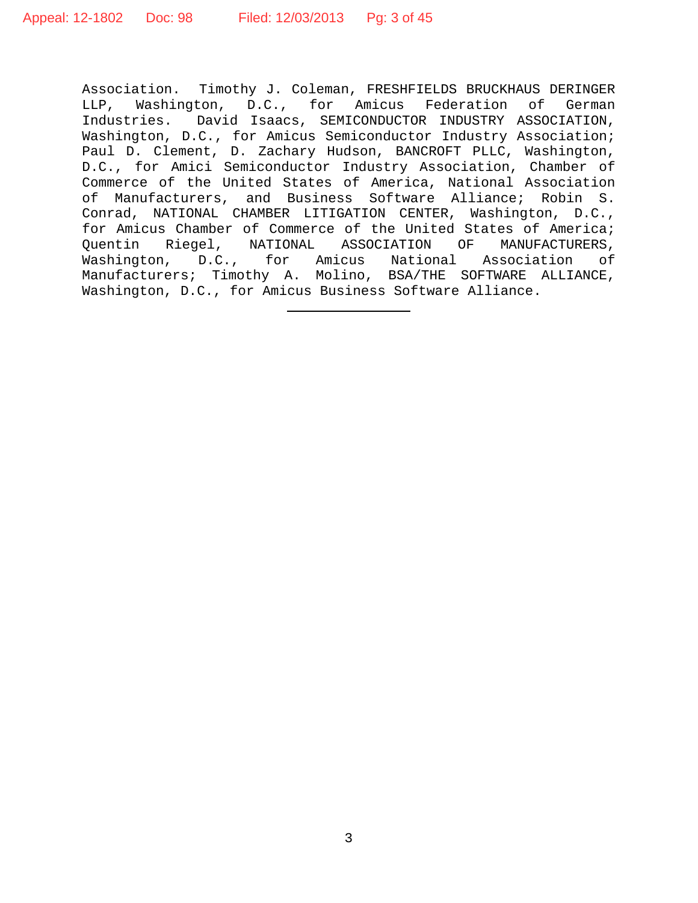Association. Timothy J. Coleman, FRESHFIELDS BRUCKHAUS DERINGER LLP, Washington, D.C., for Amicus Federation of German Industries. David Isaacs, SEMICONDUCTOR INDUSTRY ASSOCIATION, Washington, D.C., for Amicus Semiconductor Industry Association; Paul D. Clement, D. Zachary Hudson, BANCROFT PLLC, Washington, D.C., for Amici Semiconductor Industry Association, Chamber of Commerce of the United States of America, National Association of Manufacturers, and Business Software Alliance; Robin S. Conrad, NATIONAL CHAMBER LITIGATION CENTER, Washington, D.C., for Amicus Chamber of Commerce of the United States of America; Quentin Riegel, NATIONAL ASSOCIATION OF MANUFACTURERS, Washington, D.C., for Amicus National Association of Manufacturers; Timothy A. Molino, BSA/THE SOFTWARE ALLIANCE, Washington, D.C., for Amicus Business Software Alliance.

---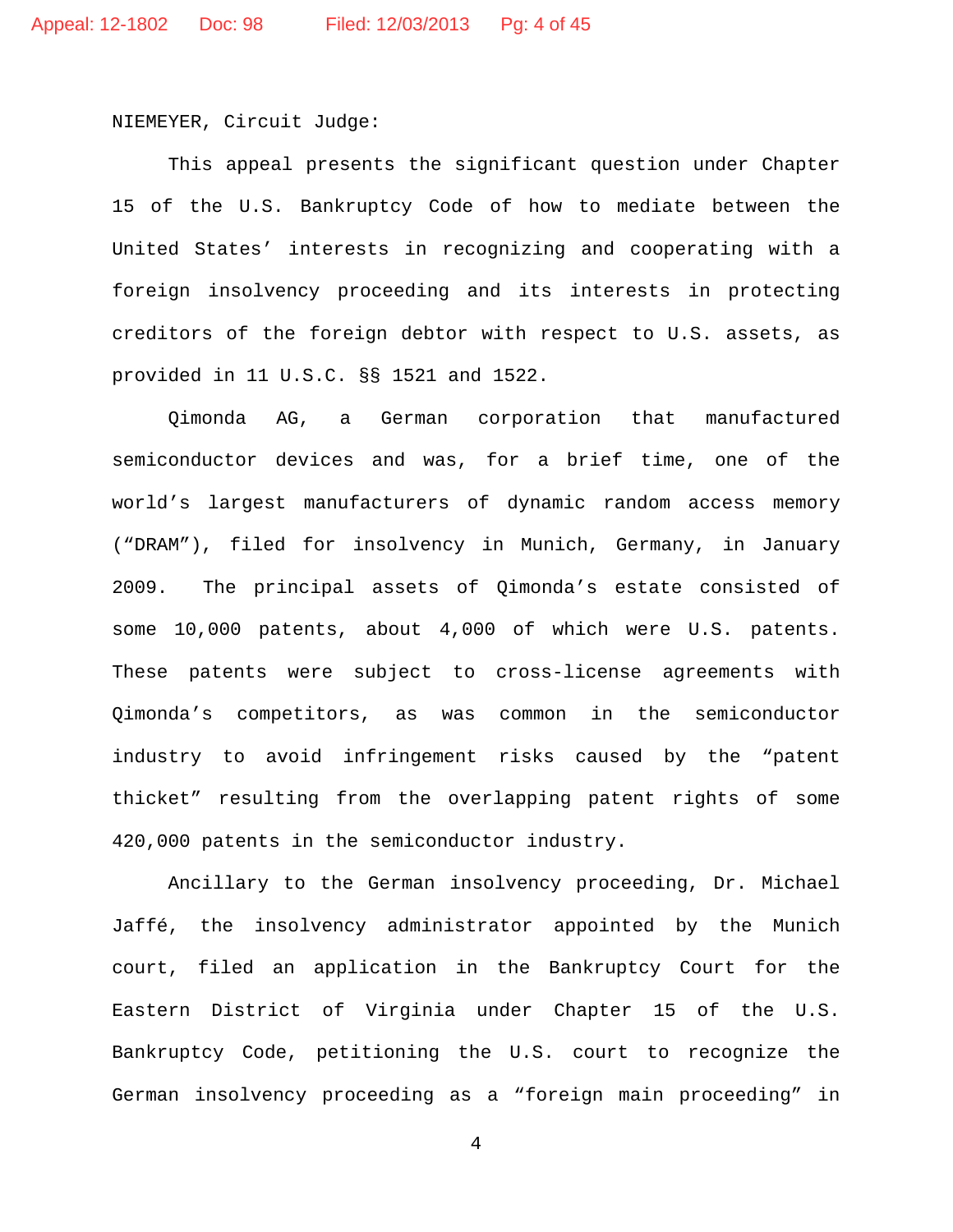NIEMEYER, Circuit Judge:

This appeal presents the significant question under Chapter 15 of the U.S. Bankruptcy Code of how to mediate between the United States' interests in recognizing and cooperating with a foreign insolvency proceeding and its interests in protecting creditors of the foreign debtor with respect to U.S. assets, as provided in 11 U.S.C. §§ 1521 and 1522.

Qimonda AG, a German corporation that manufactured semiconductor devices and was, for a brief time, one of the world's largest manufacturers of dynamic random access memory ("DRAM"), filed for insolvency in Munich, Germany, in January 2009. The principal assets of Qimonda's estate consisted of some 10,000 patents, about 4,000 of which were U.S. patents. These patents were subject to cross-license agreements with Qimonda's competitors, as was common in the semiconductor industry to avoid infringement risks caused by the "patent thicket" resulting from the overlapping patent rights of some 420,000 patents in the semiconductor industry.

Ancillary to the German insolvency proceeding, Dr. Michael Jaffé, the insolvency administrator appointed by the Munich court, filed an application in the Bankruptcy Court for the Eastern District of Virginia under Chapter 15 of the U.S. Bankruptcy Code, petitioning the U.S. court to recognize the German insolvency proceeding as a "foreign main proceeding" in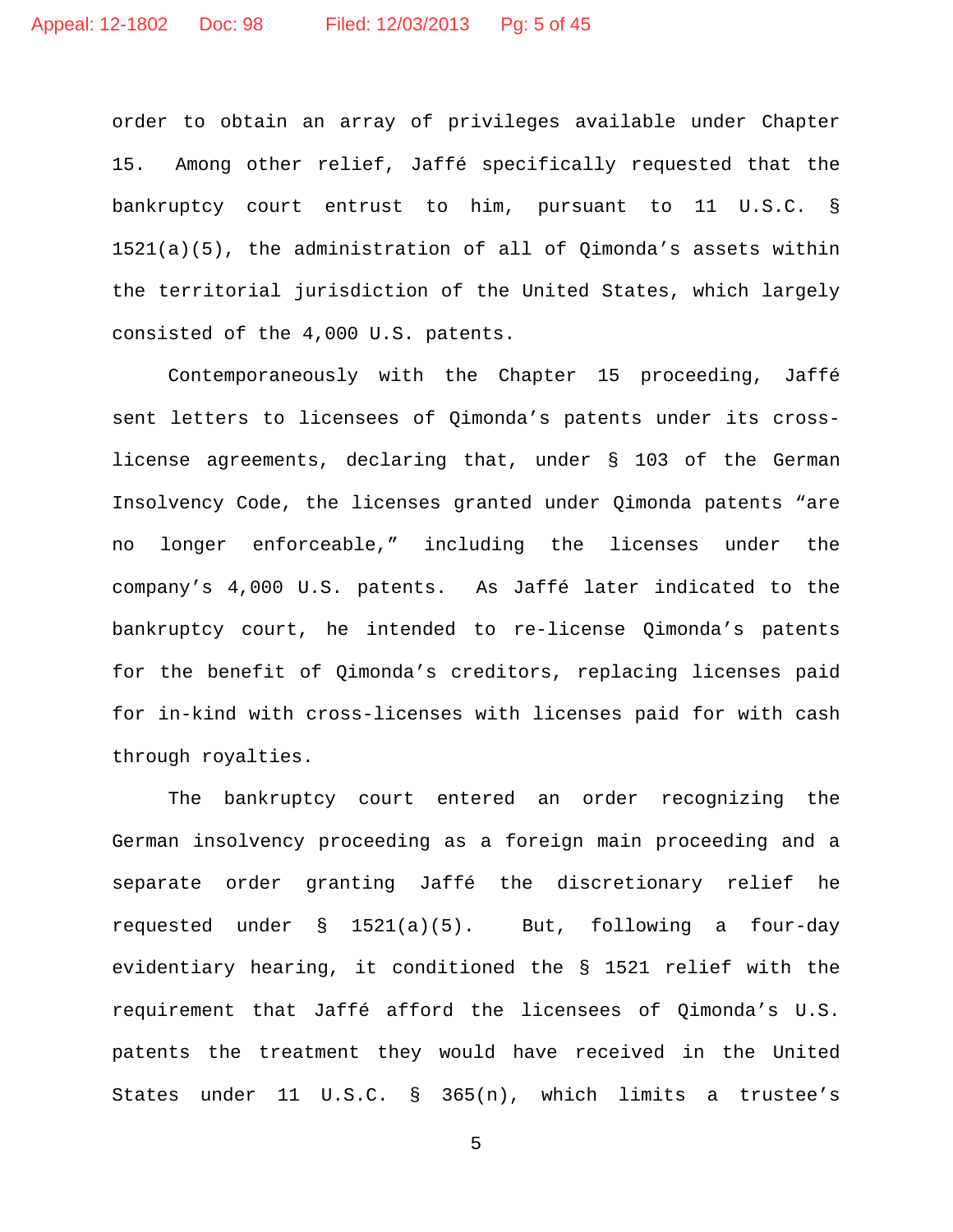order to obtain an array of privileges available under Chapter 15. Among other relief, Jaffé specifically requested that the bankruptcy court entrust to him, pursuant to 11 U.S.C. § 1521(a)(5), the administration of all of Qimonda's assets within the territorial jurisdiction of the United States, which largely consisted of the 4,000 U.S. patents.

Contemporaneously with the Chapter 15 proceeding, Jaffé sent letters to licensees of Qimonda's patents under its cross-license agreements, declaring that, under § 103 of the German Insolvency Code, the licenses granted under Qimonda patents "are no longer enforceable," including the licenses under the company's 4,000 U.S. patents. As Jaffé later indicated to the bankruptcy court, he intended to re-license Qimonda's patents for the benefit of Qimonda's creditors, replacing licenses paid for in-kind with cross-licenses with licenses paid for with cash through royalties.

The bankruptcy court entered an order recognizing the German insolvency proceeding as a foreign main proceeding and a separate order granting Jaffé the discretionary relief he requested under § 1521(a)(5). But, following a four-day evidentiary hearing, it conditioned the § 1521 relief with the requirement that Jaffé afford the licensees of Qimonda's U.S. patents the treatment they would have received in the United States under 11 U.S.C. § 365(n), which limits a trustee's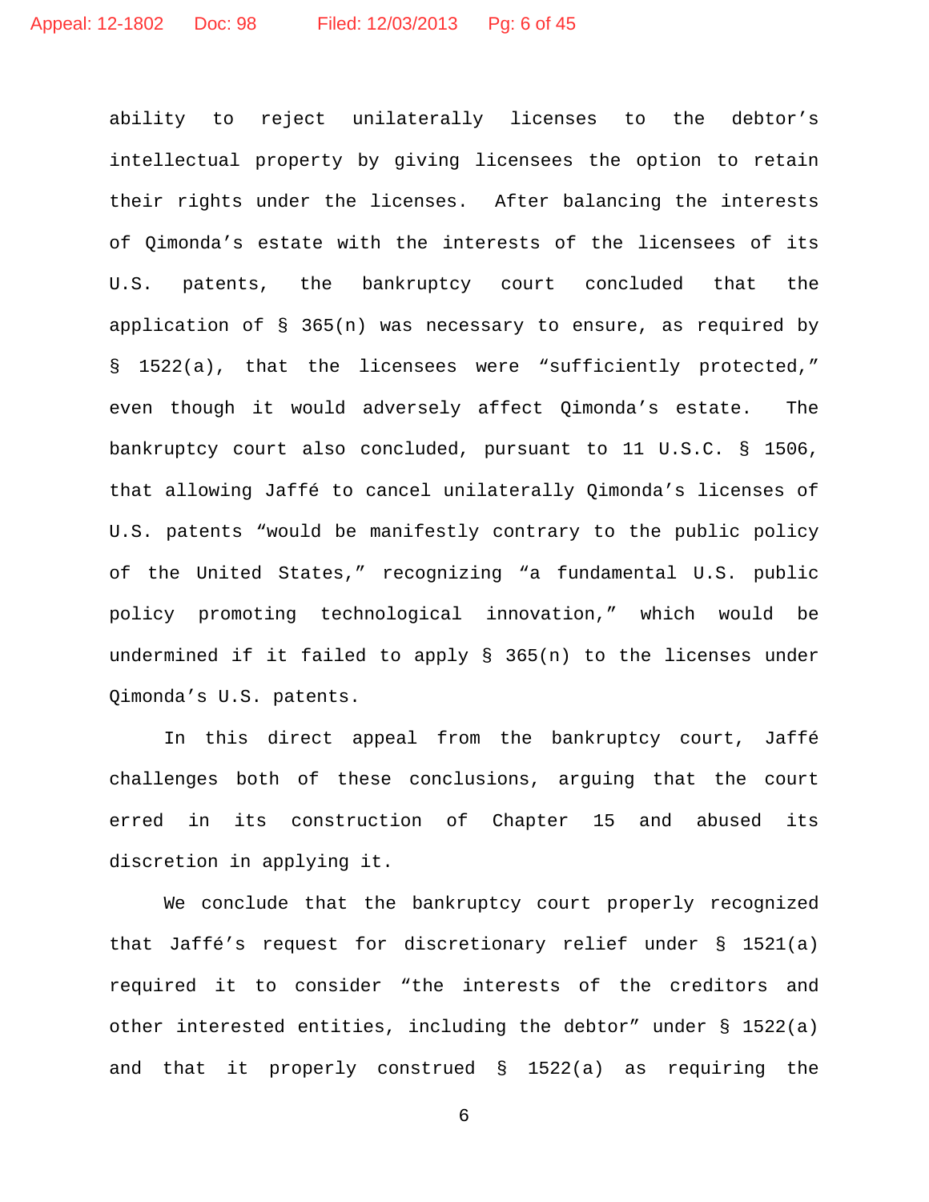ability to reject unilaterally licenses to the debtor's intellectual property by giving licensees the option to retain their rights under the licenses. After balancing the interests of Qimonda's estate with the interests of the licensees of its U.S. patents, the bankruptcy court concluded that the application of § 365(n) was necessary to ensure, as required by § 1522(a), that the licensees were "sufficiently protected," even though it would adversely affect Qimonda's estate. The bankruptcy court also concluded, pursuant to 11 U.S.C. § 1506, that allowing Jaffé to cancel unilaterally Qimonda's licenses of U.S. patents "would be manifestly contrary to the public policy of the United States," recognizing "a fundamental U.S. public policy promoting technological innovation," which would be undermined if it failed to apply § 365(n) to the licenses under Qimonda's U.S. patents.

In this direct appeal from the bankruptcy court, Jaffé challenges both of these conclusions, arguing that the court erred in its construction of Chapter 15 and abused its discretion in applying it.

We conclude that the bankruptcy court properly recognized that Jaffé's request for discretionary relief under § 1521(a) required it to consider "the interests of the creditors and other interested entities, including the debtor" under § 1522(a) and that it properly construed § 1522(a) as requiring the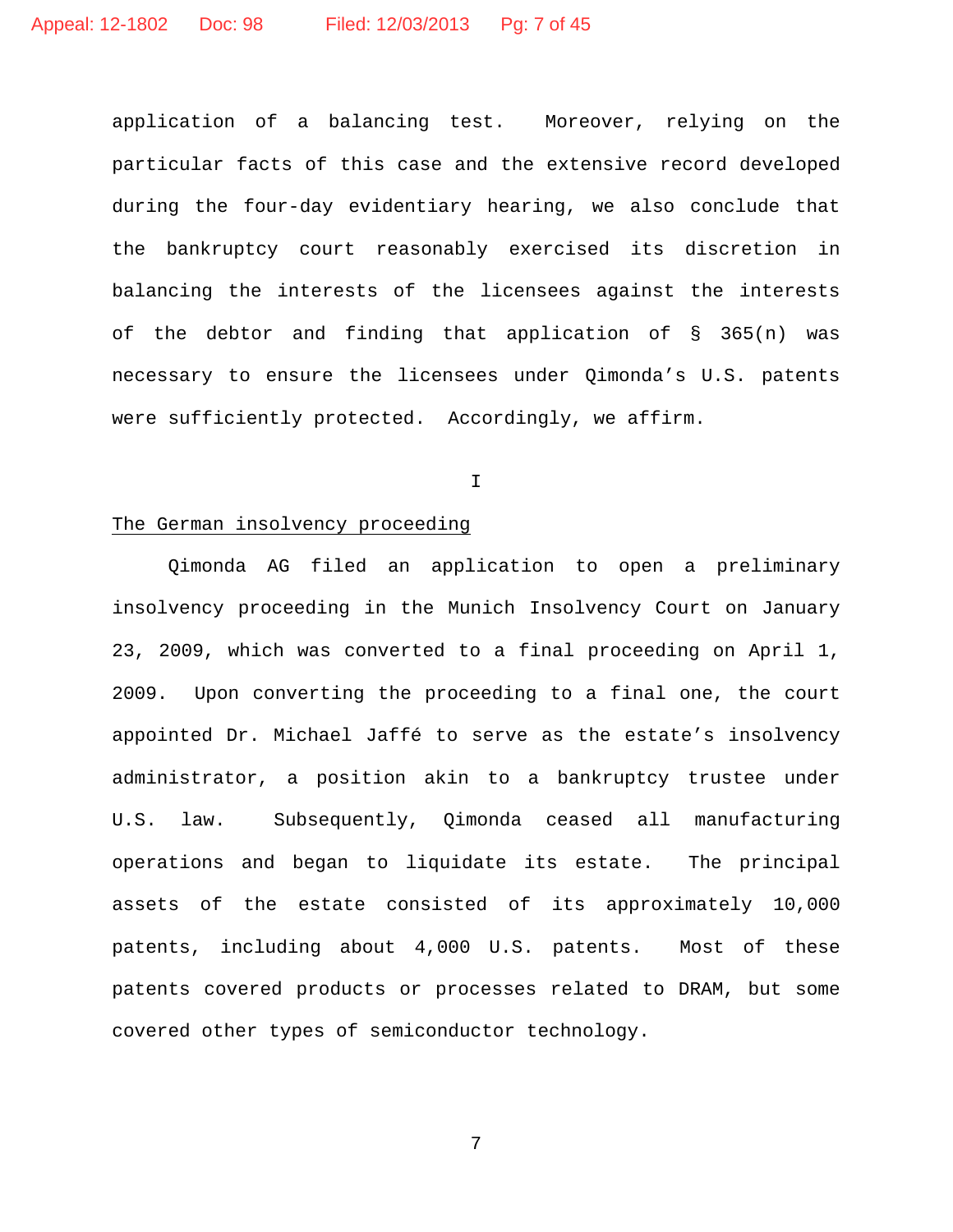application of a balancing test. Moreover, relying on the particular facts of this case and the extensive record developed during the four-day evidentiary hearing, we also conclude that the bankruptcy court reasonably exercised its discretion in balancing the interests of the licensees against the interests of the debtor and finding that application of § 365(n) was necessary to ensure the licensees under Qimonda's U.S. patents were sufficiently protected. Accordingly, we affirm.

## I

The German insolvency proceeding

Qimonda AG filed an application to open a preliminary insolvency proceeding in the Munich Insolvency Court on January 23, 2009, which was converted to a final proceeding on April 1, 2009. Upon converting the proceeding to a final one, the court appointed Dr. Michael Jaffé to serve as the estate's insolvency administrator, a position akin to a bankruptcy trustee under U.S. law. Subsequently, Qimonda ceased all manufacturing operations and began to liquidate its estate. The principal assets of the estate consisted of its approximately 10,000 patents, including about 4,000 U.S. patents. Most of these patents covered products or processes related to DRAM, but some covered other types of semiconductor technology.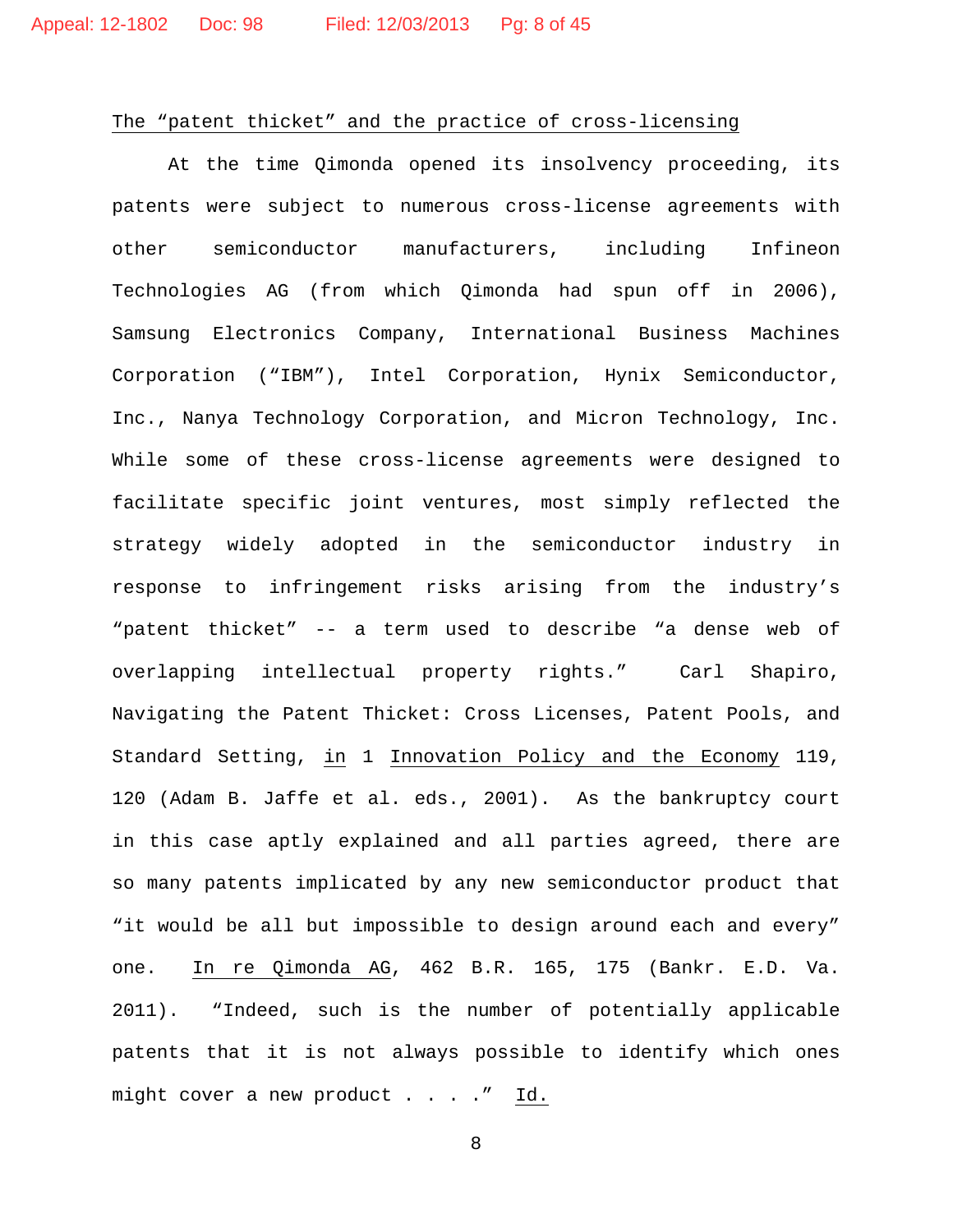<u>The "patent thicket" and the practice of cross-licensing</u>

At the time Qimonda opened its insolvency proceeding, its patents were subject to numerous cross-license agreements with other semiconductor manufacturers, including Infineon Technologies AG (from which Qimonda had spun off in 2006), Samsung Electronics Company, International Business Machines Corporation ("IBM"), Intel Corporation, Hynix Semiconductor, Inc., Nanya Technology Corporation, and Micron Technology, Inc. While some of these cross-license agreements were designed to facilitate specific joint ventures, most simply reflected the strategy widely adopted in the semiconductor industry in response to infringement risks arising from the industry's "patent thicket" -- a term used to describe "a dense web of overlapping intellectual property rights." Carl Shapiro, Navigating the Patent Thicket: Cross Licenses, Patent Pools, and Standard Setting, <u>in</u> 1 <u>Innovation Policy and the Economy</u> 119, 120 (Adam B. Jaffe et al. eds., 2001). As the bankruptcy court in this case aptly explained and all parties agreed, there are so many patents implicated by any new semiconductor product that "it would be all but impossible to design around each and every" one. <u>In re Qimonda AG</u>, 462 B.R. 165, 175 (Bankr. E.D. Va. 2011). "Indeed, such is the number of potentially applicable patents that it is not always possible to identify which ones might cover a new product . . . ." <u>Id.</u>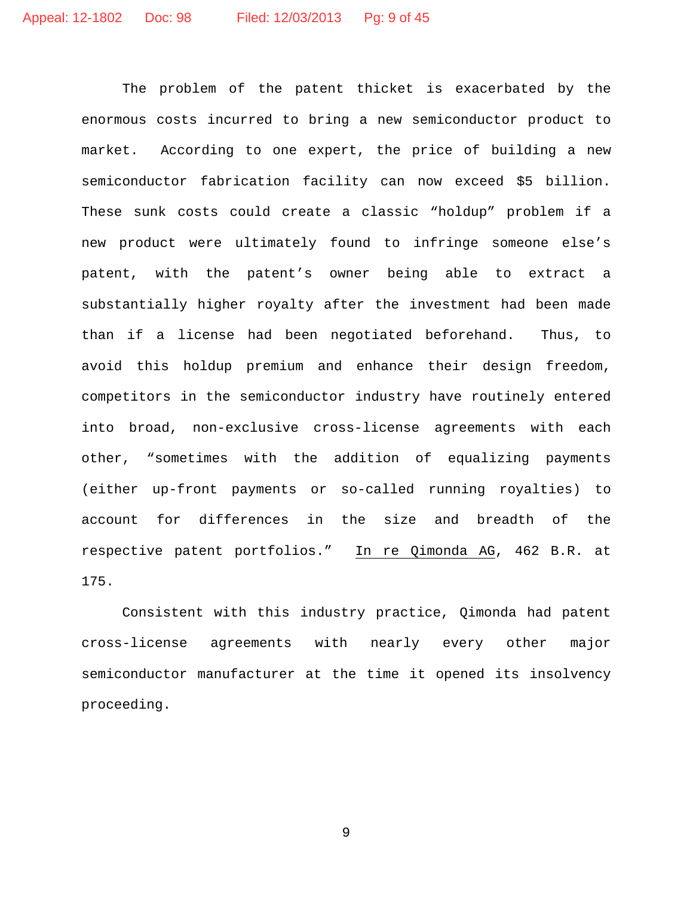The problem of the patent thicket is exacerbated by the enormous costs incurred to bring a new semiconductor product to market. According to one expert, the price of building a new semiconductor fabrication facility can now exceed $5 billion. These sunk costs could create a classic "holdup" problem if a new product were ultimately found to infringe someone else's patent, with the patent's owner being able to extract a substantially higher royalty after the investment had been made than if a license had been negotiated beforehand. Thus, to avoid this holdup premium and enhance their design freedom, competitors in the semiconductor industry have routinely entered into broad, non-exclusive cross-license agreements with each other, "sometimes with the addition of equalizing payments (either up-front payments or so-called running royalties) to account for differences in the size and breadth of the respective patent portfolios." In re Qimonda AG, 462 B.R. at 175.

Consistent with this industry practice, Qimonda had patent cross-license agreements with nearly every other major semiconductor manufacturer at the time it opened its insolvency proceeding.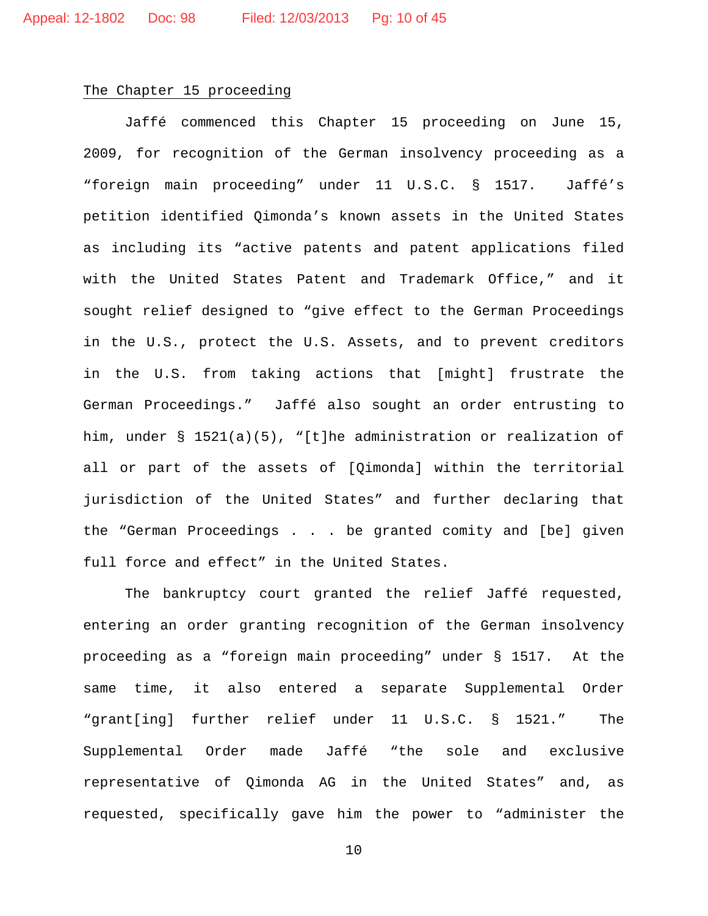## The Chapter 15 proceeding

Jaffé commenced this Chapter 15 proceeding on June 15, 2009, for recognition of the German insolvency proceeding as a "foreign main proceeding" under 11 U.S.C. § 1517. Jaffé's petition identified Qimonda's known assets in the United States as including its "active patents and patent applications filed with the United States Patent and Trademark Office," and it sought relief designed to "give effect to the German Proceedings in the U.S., protect the U.S. Assets, and to prevent creditors in the U.S. from taking actions that [might] frustrate the German Proceedings." Jaffé also sought an order entrusting to him, under § 1521(a)(5), "[t]he administration or realization of all or part of the assets of [Qimonda] within the territorial jurisdiction of the United States" and further declaring that the "German Proceedings . . . be granted comity and [be] given full force and effect" in the United States.

The bankruptcy court granted the relief Jaffé requested, entering an order granting recognition of the German insolvency proceeding as a "foreign main proceeding" under § 1517. At the same time, it also entered a separate Supplemental Order "grant[ing] further relief under 11 U.S.C. § 1521." The Supplemental Order made Jaffé "the sole and exclusive representative of Qimonda AG in the United States" and, as requested, specifically gave him the power to "administer the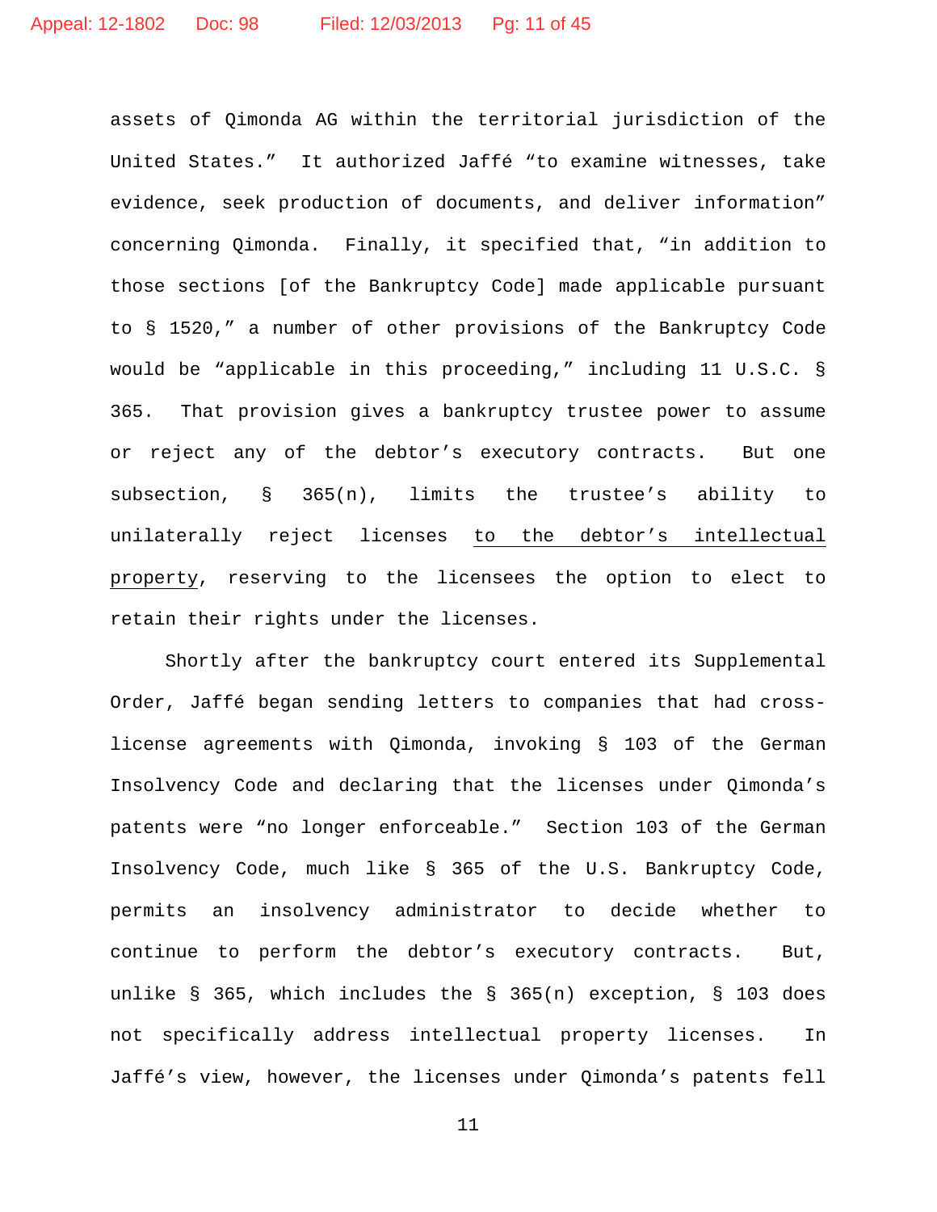assets of Qimonda AG within the territorial jurisdiction of the United States." It authorized Jaffé "to examine witnesses, take evidence, seek production of documents, and deliver information" concerning Qimonda. Finally, it specified that, "in addition to those sections [of the Bankruptcy Code] made applicable pursuant to § 1520," a number of other provisions of the Bankruptcy Code would be "applicable in this proceeding," including 11 U.S.C. § 365. That provision gives a bankruptcy trustee power to assume or reject any of the debtor's executory contracts. But one subsection, § 365(n), limits the trustee's ability to unilaterally reject licenses <u>to the debtor's intellectual property</u>, reserving to the licensees the option to elect to retain their rights under the licenses.

Shortly after the bankruptcy court entered its Supplemental Order, Jaffé began sending letters to companies that had cross-license agreements with Qimonda, invoking § 103 of the German Insolvency Code and declaring that the licenses under Qimonda's patents were "no longer enforceable." Section 103 of the German Insolvency Code, much like § 365 of the U.S. Bankruptcy Code, permits an insolvency administrator to decide whether to continue to perform the debtor's executory contracts. But, unlike § 365, which includes the § 365(n) exception, § 103 does not specifically address intellectual property licenses. In Jaffé's view, however, the licenses under Qimonda's patents fell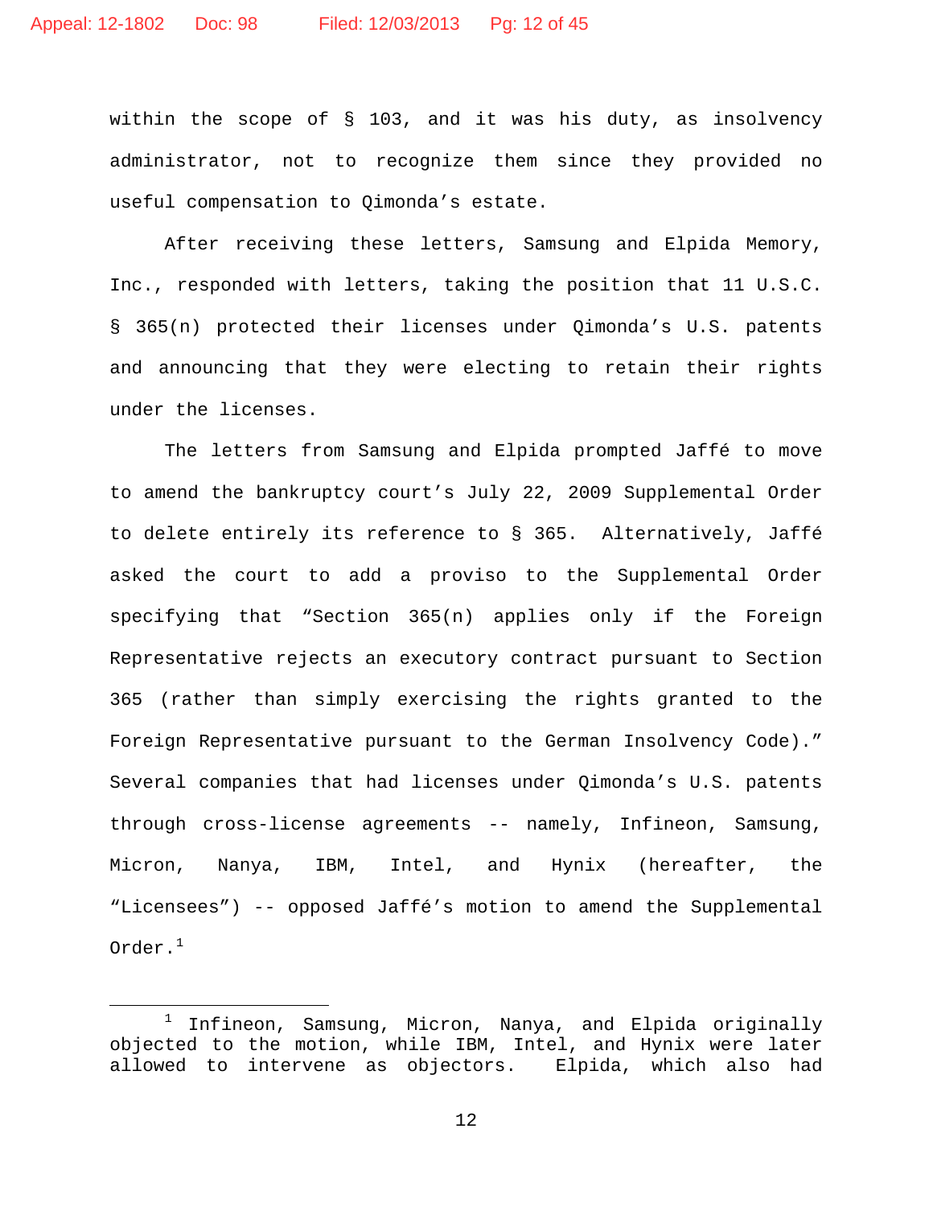within the scope of § 103, and it was his duty, as insolvency administrator, not to recognize them since they provided no useful compensation to Qimonda's estate.

After receiving these letters, Samsung and Elpida Memory, Inc., responded with letters, taking the position that 11 U.S.C. § 365(n) protected their licenses under Qimonda's U.S. patents and announcing that they were electing to retain their rights under the licenses.

The letters from Samsung and Elpida prompted Jaffé to move to amend the bankruptcy court's July 22, 2009 Supplemental Order to delete entirely its reference to § 365. Alternatively, Jaffé asked the court to add a proviso to the Supplemental Order specifying that "Section 365(n) applies only if the Foreign Representative rejects an executory contract pursuant to Section 365 (rather than simply exercising the rights granted to the Foreign Representative pursuant to the German Insolvency Code)." Several companies that had licenses under Qimonda's U.S. patents through cross-license agreements -- namely, Infineon, Samsung, Micron, Nanya, IBM, Intel, and Hynix (hereafter, the "Licensees") -- opposed Jaffé's motion to amend the Supplemental Order.[1]

---

[1] Infineon, Samsung, Micron, Nanya, and Elpida originally objected to the motion, while IBM, Intel, and Hynix were later allowed to intervene as objectors. Elpida, which also had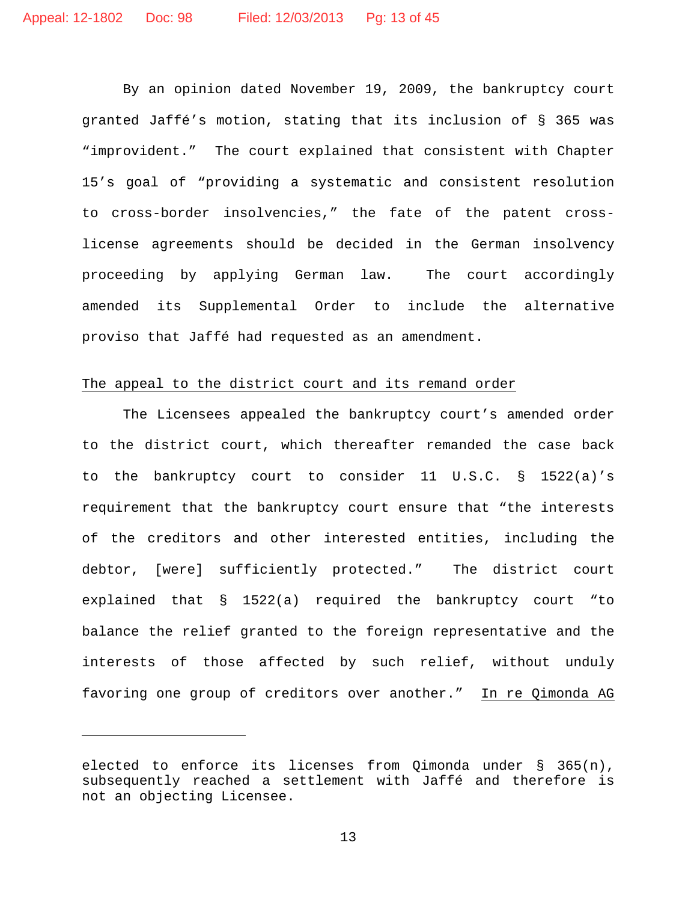By an opinion dated November 19, 2009, the bankruptcy court granted Jaffé's motion, stating that its inclusion of § 365 was "improvident." The court explained that consistent with Chapter 15's goal of "providing a systematic and consistent resolution to cross-border insolvencies," the fate of the patent cross-license agreements should be decided in the German insolvency proceeding by applying German law. The court accordingly amended its Supplemental Order to include the alternative proviso that Jaffé had requested as an amendment.

<u>The appeal to the district court and its remand order</u>

The Licensees appealed the bankruptcy court's amended order to the district court, which thereafter remanded the case back to the bankruptcy court to consider 11 U.S.C. § 1522(a)'s requirement that the bankruptcy court ensure that "the interests of the creditors and other interested entities, including the debtor, [were] sufficiently protected." The district court explained that § 1522(a) required the bankruptcy court "to balance the relief granted to the foreign representative and the interests of those affected by such relief, without unduly favoring one group of creditors over another." <u>In re Qimonda AG</u>

---

elected to enforce its licenses from Qimonda under § 365(n), subsequently reached a settlement with Jaffé and therefore is not an objecting Licensee.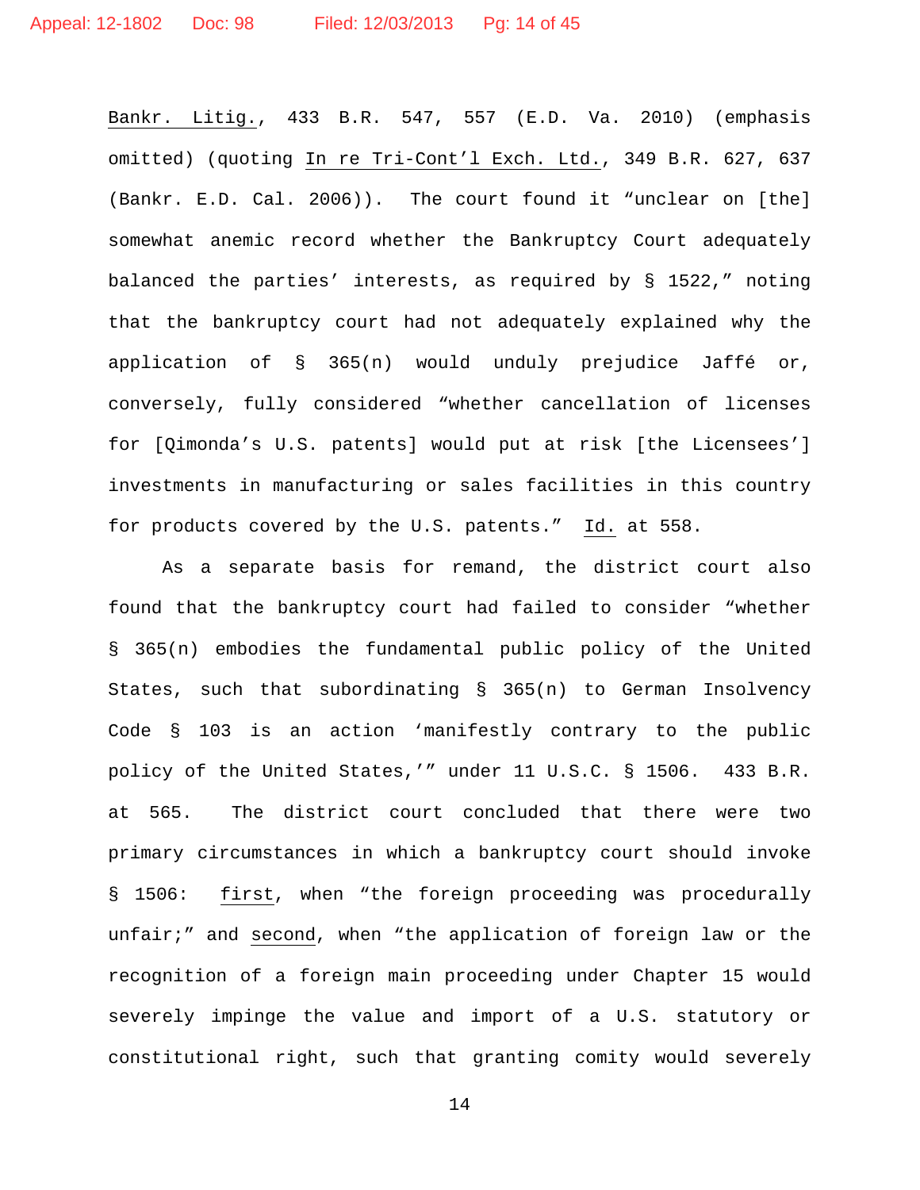Bankr. Litig., 433 B.R. 547, 557 (E.D. Va. 2010) (emphasis omitted) (quoting In re Tri-Cont'l Exch. Ltd., 349 B.R. 627, 637 (Bankr. E.D. Cal. 2006)). The court found it "unclear on [the] somewhat anemic record whether the Bankruptcy Court adequately balanced the parties' interests, as required by § 1522," noting that the bankruptcy court had not adequately explained why the application of § 365(n) would unduly prejudice Jaffé or, conversely, fully considered "whether cancellation of licenses for [Qimonda's U.S. patents] would put at risk [the Licensees'] investments in manufacturing or sales facilities in this country for products covered by the U.S. patents." Id. at 558.

As a separate basis for remand, the district court also found that the bankruptcy court had failed to consider "whether § 365(n) embodies the fundamental public policy of the United States, such that subordinating § 365(n) to German Insolvency Code § 103 is an action 'manifestly contrary to the public policy of the United States,'" under 11 U.S.C. § 1506. 433 B.R. at 565. The district court concluded that there were two primary circumstances in which a bankruptcy court should invoke § 1506: first, when "the foreign proceeding was procedurally unfair;" and second, when "the application of foreign law or the recognition of a foreign main proceeding under Chapter 15 would severely impinge the value and import of a U.S. statutory or constitutional right, such that granting comity would severely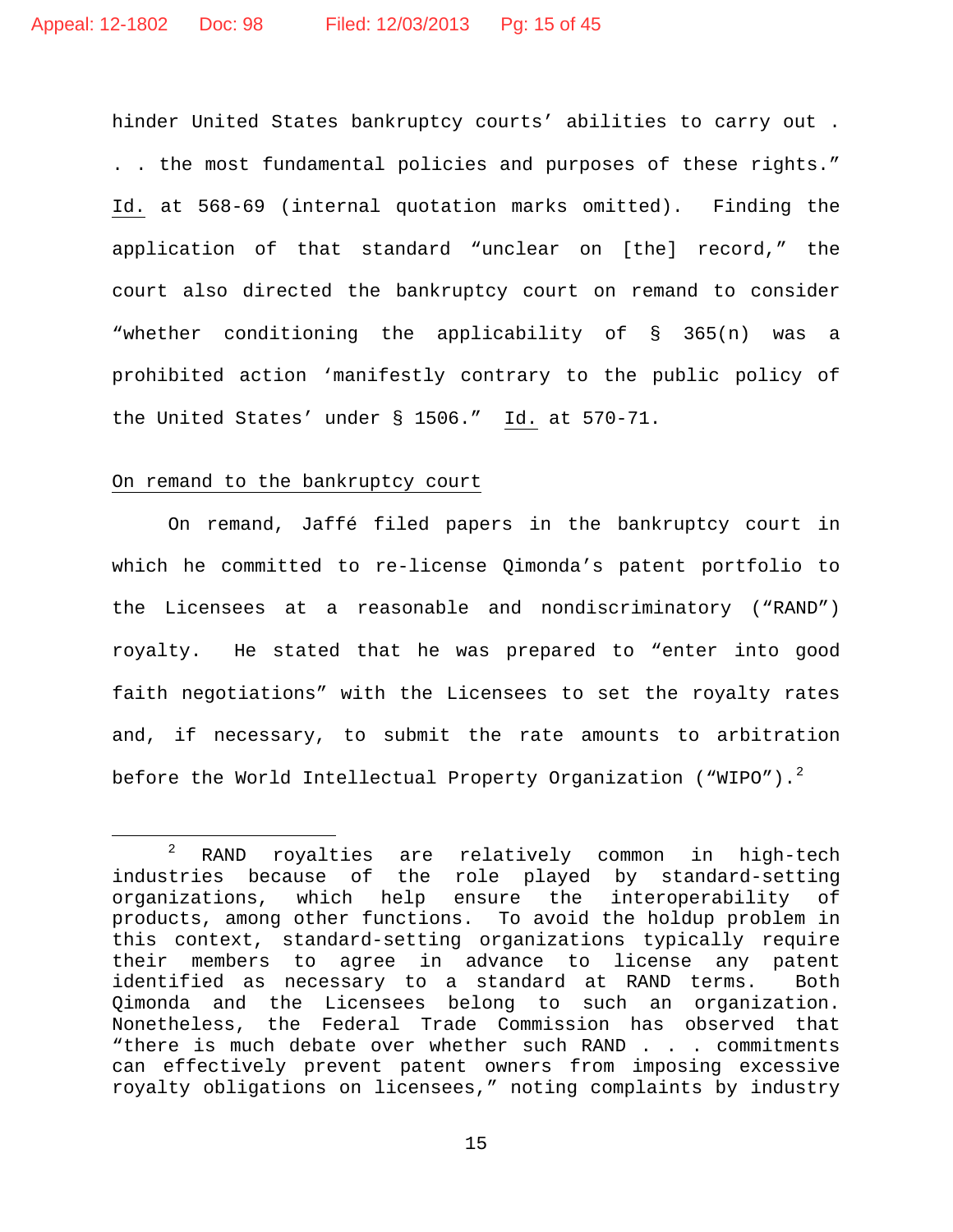hinder United States bankruptcy courts' abilities to carry out . . . the most fundamental policies and purposes of these rights." Id. at 568-69 (internal quotation marks omitted). Finding the application of that standard "unclear on [the] record," the court also directed the bankruptcy court on remand to consider "whether conditioning the applicability of § 365(n) was a prohibited action 'manifestly contrary to the public policy of the United States' under § 1506." Id. at 570-71.

On remand to the bankruptcy court

On remand, Jaffé filed papers in the bankruptcy court in which he committed to re-license Qimonda's patent portfolio to the Licensees at a reasonable and nondiscriminatory ("RAND") royalty. He stated that he was prepared to "enter into good faith negotiations" with the Licensees to set the royalty rates and, if necessary, to submit the rate amounts to arbitration before the World Intellectual Property Organization ("WIPO").[2]

---

[2] RAND royalties are relatively common in high-tech industries because of the role played by standard-setting organizations, which help ensure the interoperability of products, among other functions. To avoid the holdup problem in this context, standard-setting organizations typically require their members to agree in advance to license any patent identified as necessary to a standard at RAND terms. Both Qimonda and the Licensees belong to such an organization. Nonetheless, the Federal Trade Commission has observed that "there is much debate over whether such RAND . . . commitments can effectively prevent patent owners from imposing excessive royalty obligations on licensees," noting complaints by industry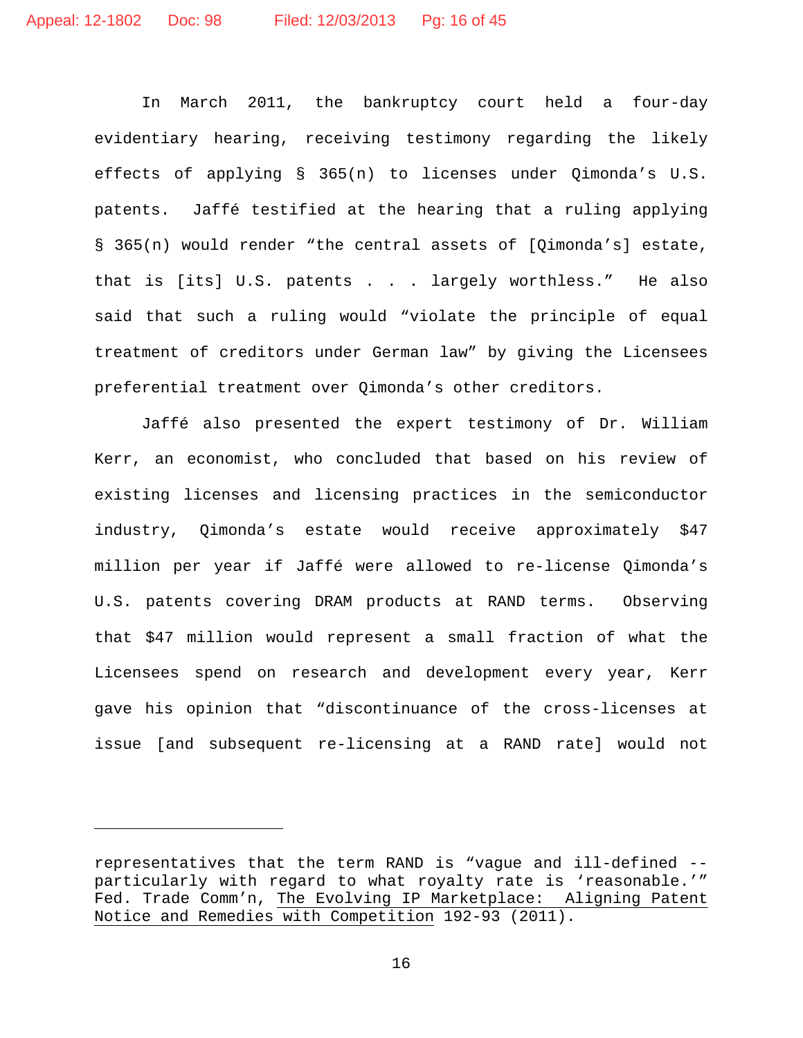In March 2011, the bankruptcy court held a four-day evidentiary hearing, receiving testimony regarding the likely effects of applying § 365(n) to licenses under Qimonda's U.S. patents. Jaffé testified at the hearing that a ruling applying § 365(n) would render "the central assets of [Qimonda's] estate, that is [its] U.S. patents . . . largely worthless." He also said that such a ruling would "violate the principle of equal treatment of creditors under German law" by giving the Licensees preferential treatment over Qimonda's other creditors.

Jaffé also presented the expert testimony of Dr. William Kerr, an economist, who concluded that based on his review of existing licenses and licensing practices in the semiconductor industry, Qimonda's estate would receive approximately $47 million per year if Jaffé were allowed to re-license Qimonda's U.S. patents covering DRAM products at RAND terms. Observing that $47 million would represent a small fraction of what the Licensees spend on research and development every year, Kerr gave his opinion that "discontinuance of the cross-licenses at issue [and subsequent re-licensing at a RAND rate] would not

---

representatives that the term RAND is "vague and ill-defined -- particularly with regard to what royalty rate is 'reasonable.'" Fed. Trade Comm'n, The Evolving IP Marketplace: Aligning Patent Notice and Remedies with Competition 192-93 (2011).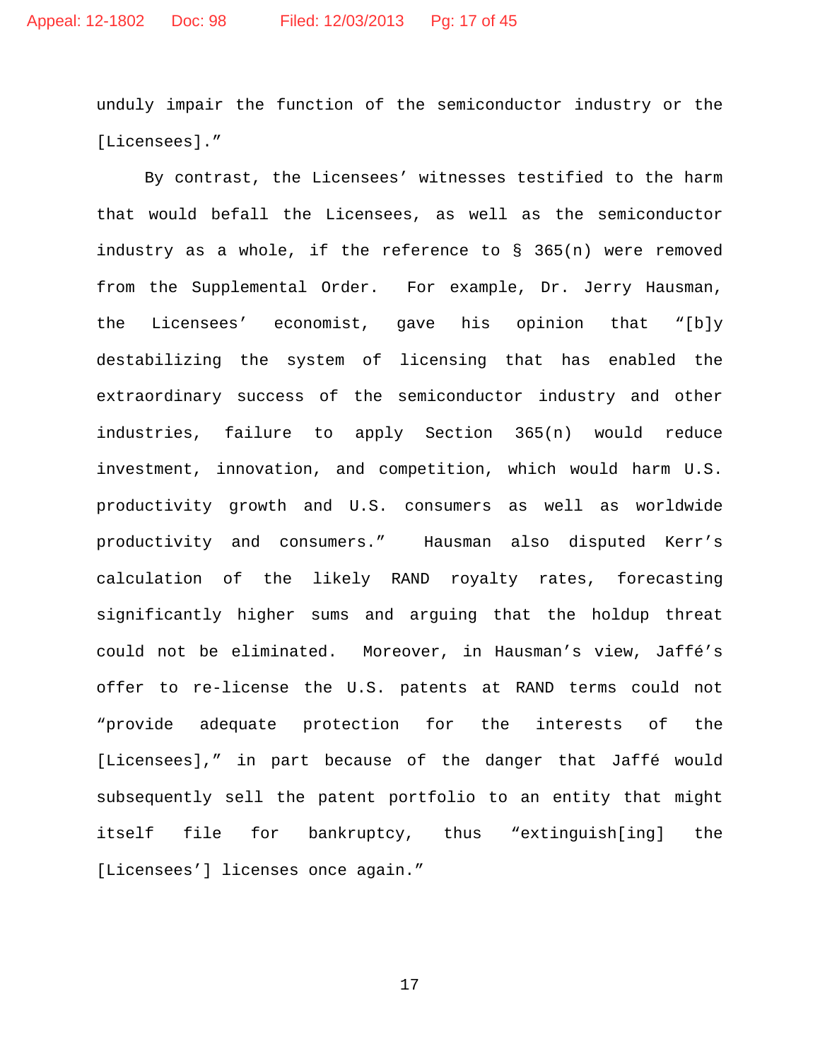unduly impair the function of the semiconductor industry or the [Licensees].”

By contrast, the Licensees’ witnesses testified to the harm that would befall the Licensees, as well as the semiconductor industry as a whole, if the reference to § 365(n) were removed from the Supplemental Order. For example, Dr. Jerry Hausman, the Licensees’ economist, gave his opinion that “[b]y destabilizing the system of licensing that has enabled the extraordinary success of the semiconductor industry and other industries, failure to apply Section 365(n) would reduce investment, innovation, and competition, which would harm U.S. productivity growth and U.S. consumers as well as worldwide productivity and consumers.” Hausman also disputed Kerr’s calculation of the likely RAND royalty rates, forecasting significantly higher sums and arguing that the holdup threat could not be eliminated. Moreover, in Hausman’s view, Jaffé’s offer to re-license the U.S. patents at RAND terms could not “provide adequate protection for the interests of the [Licensees],” in part because of the danger that Jaffé would subsequently sell the patent portfolio to an entity that might itself file for bankruptcy, thus “extinguish[ing] the [Licensees’] licenses once again.”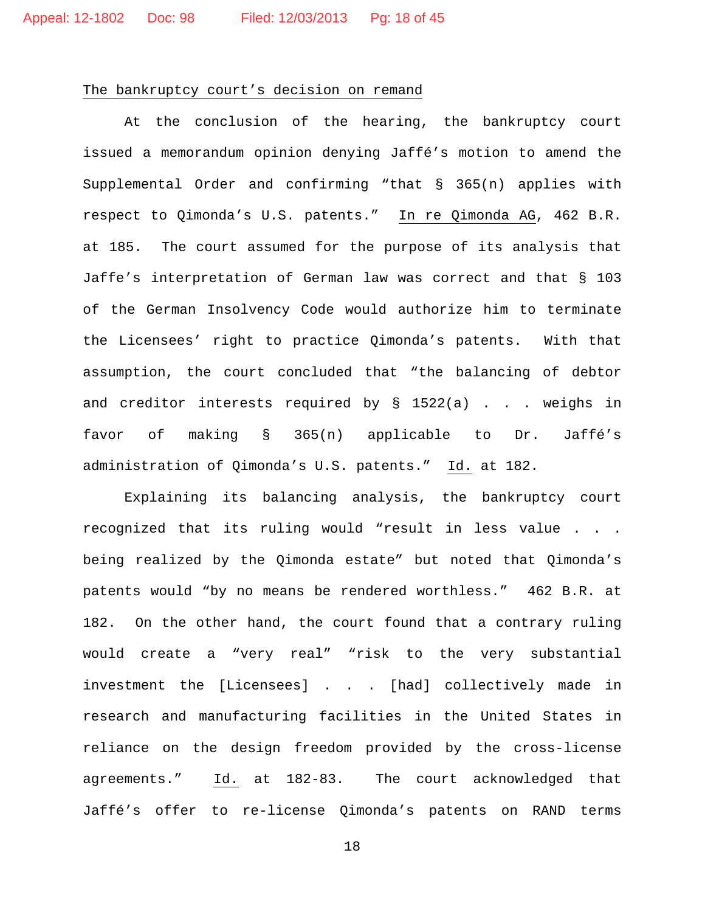<u>The bankruptcy court's decision on remand</u>

At the conclusion of the hearing, the bankruptcy court issued a memorandum opinion denying Jaffé's motion to amend the Supplemental Order and confirming "that § 365(n) applies with respect to Qimonda's U.S. patents." <u>In re Qimonda AG</u>, 462 B.R. at 185. The court assumed for the purpose of its analysis that Jaffe's interpretation of German law was correct and that § 103 of the German Insolvency Code would authorize him to terminate the Licensees' right to practice Qimonda's patents. With that assumption, the court concluded that "the balancing of debtor and creditor interests required by § 1522(a) . . . weighs in favor of making § 365(n) applicable to Dr. Jaffé's administration of Qimonda's U.S. patents." <u>Id.</u> at 182.

Explaining its balancing analysis, the bankruptcy court recognized that its ruling would "result in less value . . . being realized by the Qimonda estate" but noted that Qimonda's patents would "by no means be rendered worthless." 462 B.R. at 182. On the other hand, the court found that a contrary ruling would create a "very real" "risk to the very substantial investment the [Licensees] . . . [had] collectively made in research and manufacturing facilities in the United States in reliance on the design freedom provided by the cross-license agreements." <u>Id.</u> at 182-83. The court acknowledged that Jaffé's offer to re-license Qimonda's patents on RAND terms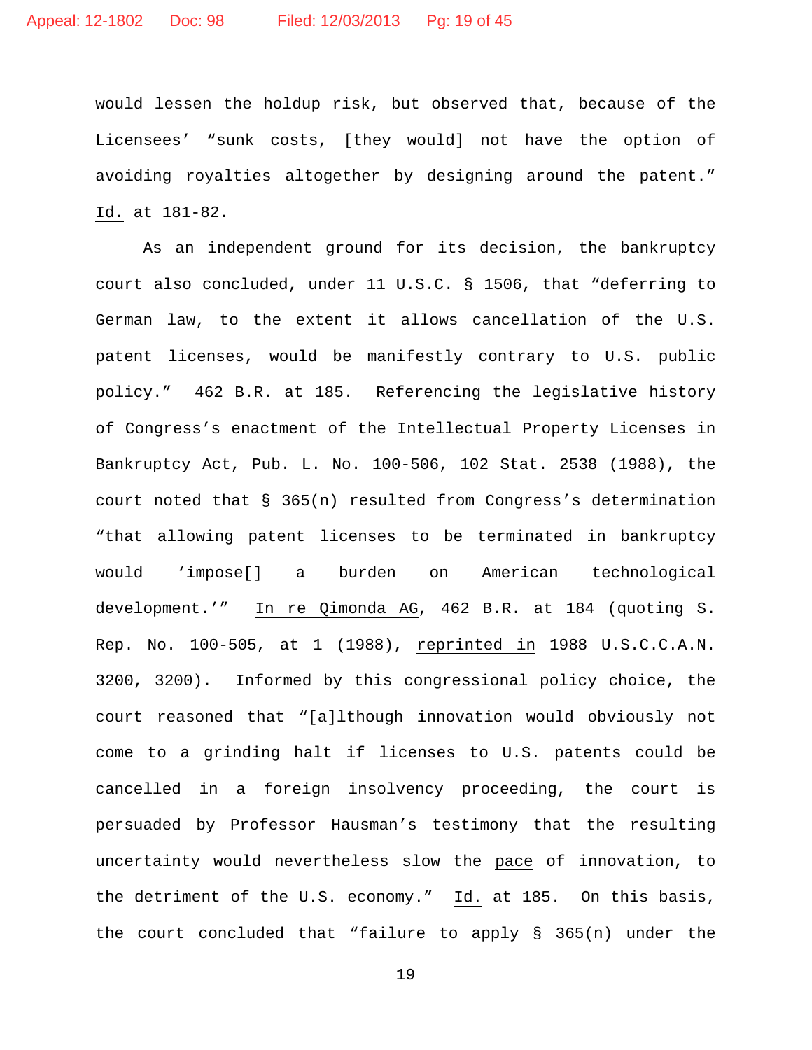would lessen the holdup risk, but observed that, because of the Licensees' "sunk costs, [they would] not have the option of avoiding royalties altogether by designing around the patent." Id. at 181-82.

As an independent ground for its decision, the bankruptcy court also concluded, under 11 U.S.C. § 1506, that "deferring to German law, to the extent it allows cancellation of the U.S. patent licenses, would be manifestly contrary to U.S. public policy." 462 B.R. at 185. Referencing the legislative history of Congress's enactment of the Intellectual Property Licenses in Bankruptcy Act, Pub. L. No. 100-506, 102 Stat. 2538 (1988), the court noted that § 365(n) resulted from Congress's determination "that allowing patent licenses to be terminated in bankruptcy would 'impose[] a burden on American technological development.'" In re Qimonda AG, 462 B.R. at 184 (quoting S. Rep. No. 100-505, at 1 (1988), reprinted in 1988 U.S.C.C.A.N. 3200, 3200). Informed by this congressional policy choice, the court reasoned that "[a]lthough innovation would obviously not come to a grinding halt if licenses to U.S. patents could be cancelled in a foreign insolvency proceeding, the court is persuaded by Professor Hausman's testimony that the resulting uncertainty would nevertheless slow the pace of innovation, to the detriment of the U.S. economy." Id. at 185. On this basis, the court concluded that "failure to apply § 365(n) under the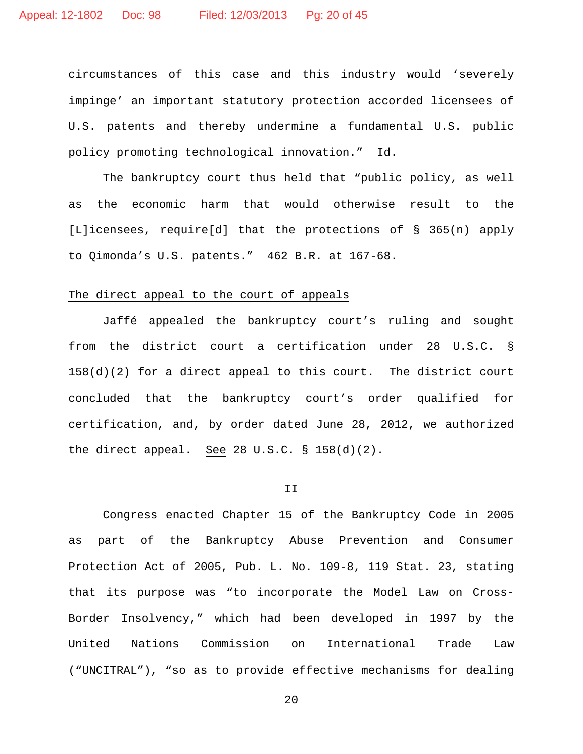circumstances of this case and this industry would 'severely impinge' an important statutory protection accorded licensees of U.S. patents and thereby undermine a fundamental U.S. public policy promoting technological innovation." Id.

The bankruptcy court thus held that "public policy, as well as the economic harm that would otherwise result to the [L]icensees, require[d] that the protections of § 365(n) apply to Qimonda's U.S. patents." 462 B.R. at 167-68.

The direct appeal to the court of appeals

Jaffé appealed the bankruptcy court's ruling and sought from the district court a certification under 28 U.S.C. § 158(d)(2) for a direct appeal to this court. The district court concluded that the bankruptcy court's order qualified for certification, and, by order dated June 28, 2012, we authorized the direct appeal. See 28 U.S.C. § 158(d)(2).

## II

Congress enacted Chapter 15 of the Bankruptcy Code in 2005 as part of the Bankruptcy Abuse Prevention and Consumer Protection Act of 2005, Pub. L. No. 109-8, 119 Stat. 23, stating that its purpose was "to incorporate the Model Law on Cross-Border Insolvency," which had been developed in 1997 by the United Nations Commission on International Trade Law ("UNCITRAL"), "so as to provide effective mechanisms for dealing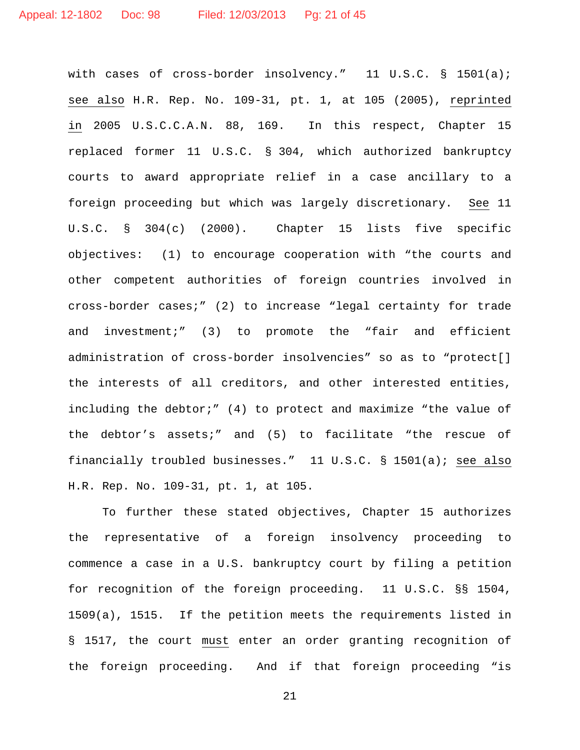with cases of cross-border insolvency." 11 U.S.C. § 1501(a); *see also* H.R. Rep. No. 109-31, pt. 1, at 105 (2005), *reprinted in* 2005 U.S.C.C.A.N. 88, 169. In this respect, Chapter 15 replaced former 11 U.S.C. § 304, which authorized bankruptcy courts to award appropriate relief in a case ancillary to a foreign proceeding but which was largely discretionary. *See* 11 U.S.C. § 304(c) (2000). Chapter 15 lists five specific objectives: (1) to encourage cooperation with "the courts and other competent authorities of foreign countries involved in cross-border cases;" (2) to increase "legal certainty for trade and investment;" (3) to promote the "fair and efficient administration of cross-border insolvencies" so as to "protect[] the interests of all creditors, and other interested entities, including the debtor;" (4) to protect and maximize "the value of the debtor's assets;" and (5) to facilitate "the rescue of financially troubled businesses." 11 U.S.C. § 1501(a); *see also* H.R. Rep. No. 109-31, pt. 1, at 105.

To further these stated objectives, Chapter 15 authorizes the representative of a foreign insolvency proceeding to commence a case in a U.S. bankruptcy court by filing a petition for recognition of the foreign proceeding. 11 U.S.C. §§ 1504, 1509(a), 1515. If the petition meets the requirements listed in § 1517, the court *must* enter an order granting recognition of the foreign proceeding. And if that foreign proceeding "is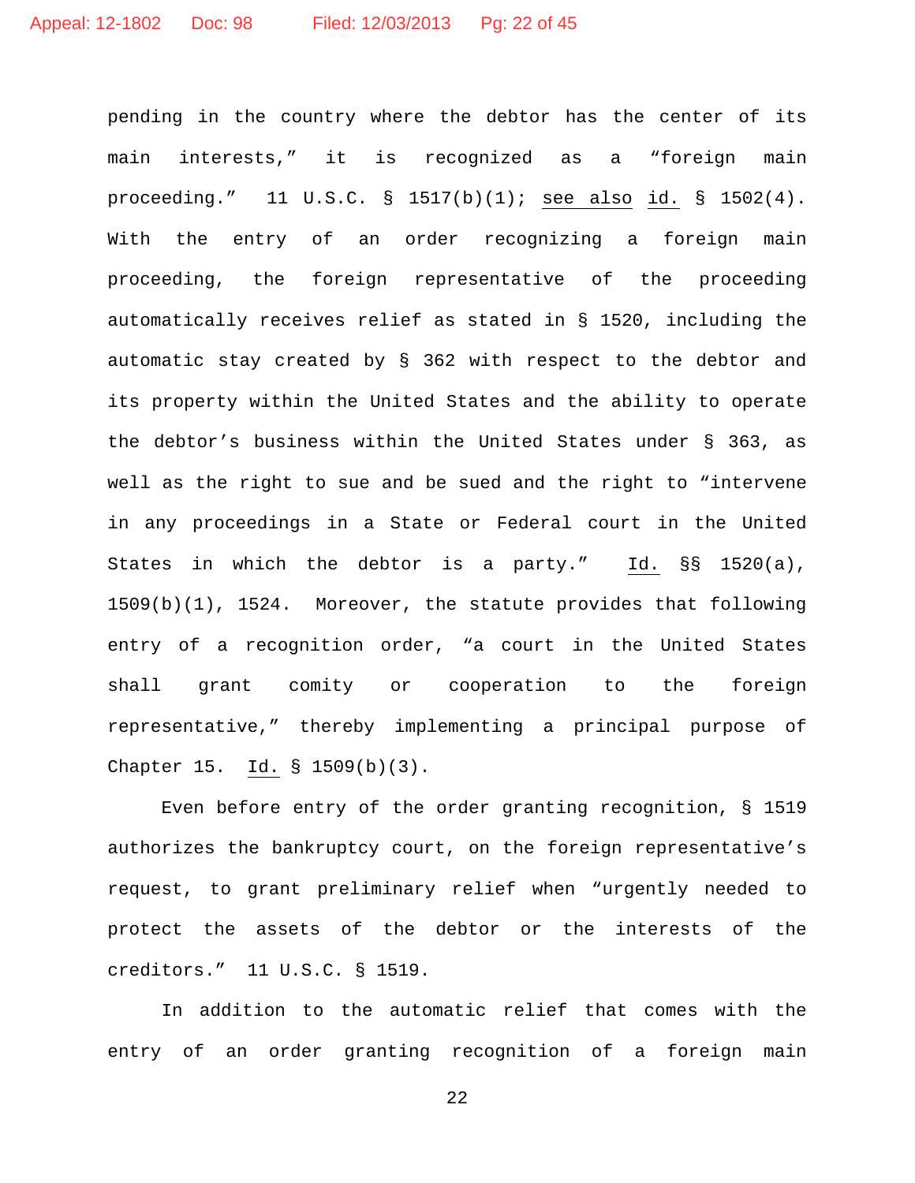pending in the country where the debtor has the center of its main interests," it is recognized as a "foreign main proceeding." 11 U.S.C. § 1517(b)(1); see also id. § 1502(4). With the entry of an order recognizing a foreign main proceeding, the foreign representative of the proceeding automatically receives relief as stated in § 1520, including the automatic stay created by § 362 with respect to the debtor and its property within the United States and the ability to operate the debtor's business within the United States under § 363, as well as the right to sue and be sued and the right to "intervene in any proceedings in a State or Federal court in the United States in which the debtor is a party." Id. §§ 1520(a), 1509(b)(1), 1524. Moreover, the statute provides that following entry of a recognition order, "a court in the United States shall grant comity or cooperation to the foreign representative," thereby implementing a principal purpose of Chapter 15. Id. § 1509(b)(3).

Even before entry of the order granting recognition, § 1519 authorizes the bankruptcy court, on the foreign representative's request, to grant preliminary relief when "urgently needed to protect the assets of the debtor or the interests of the creditors." 11 U.S.C. § 1519.

In addition to the automatic relief that comes with the entry of an order granting recognition of a foreign main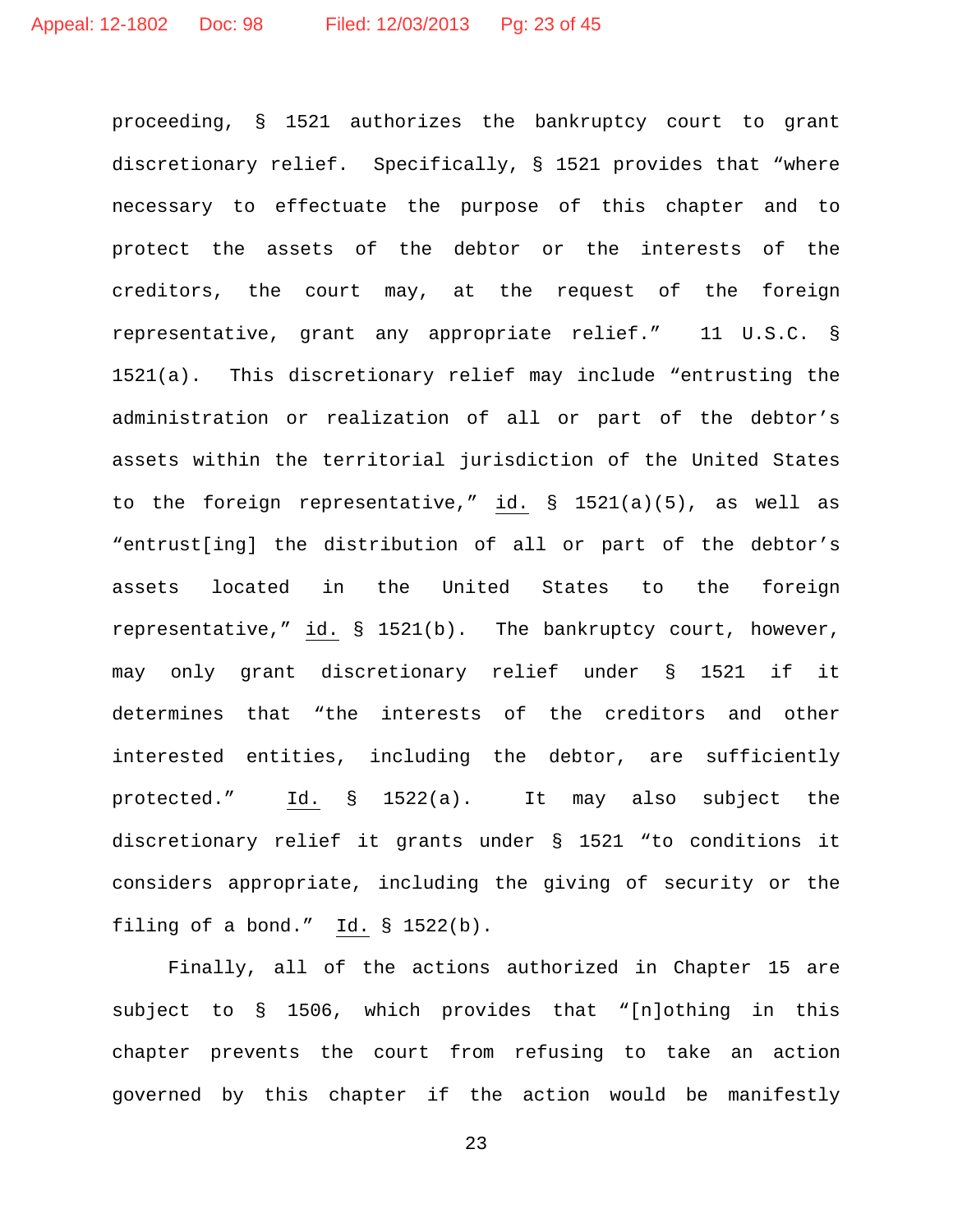proceeding, § 1521 authorizes the bankruptcy court to grant discretionary relief. Specifically, § 1521 provides that "where necessary to effectuate the purpose of this chapter and to protect the assets of the debtor or the interests of the creditors, the court may, at the request of the foreign representative, grant any appropriate relief." 11 U.S.C. § 1521(a). This discretionary relief may include "entrusting the administration or realization of all or part of the debtor's assets within the territorial jurisdiction of the United States to the foreign representative," id. § 1521(a)(5), as well as "entrust[ing] the distribution of all or part of the debtor's assets located in the United States to the foreign representative," id. § 1521(b). The bankruptcy court, however, may only grant discretionary relief under § 1521 if it determines that "the interests of the creditors and other interested entities, including the debtor, are sufficiently protected." Id. § 1522(a). It may also subject the discretionary relief it grants under § 1521 "to conditions it considers appropriate, including the giving of security or the filing of a bond." Id. § 1522(b).

Finally, all of the actions authorized in Chapter 15 are subject to § 1506, which provides that "[n]othing in this chapter prevents the court from refusing to take an action governed by this chapter if the action would be manifestly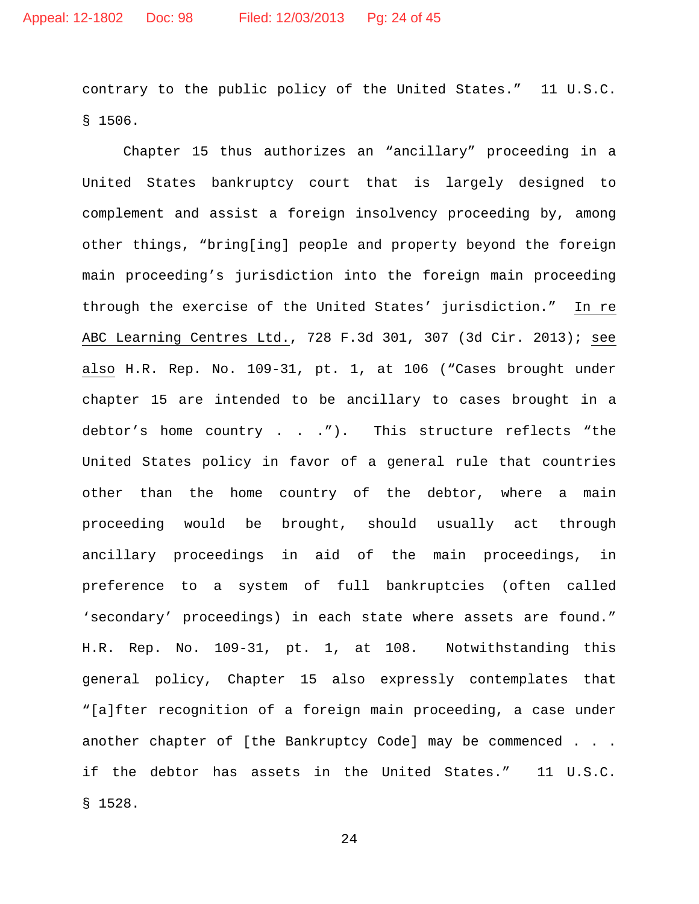contrary to the public policy of the United States." 11 U.S.C. § 1506.

Chapter 15 thus authorizes an "ancillary" proceeding in a United States bankruptcy court that is largely designed to complement and assist a foreign insolvency proceeding by, among other things, "bring[ing] people and property beyond the foreign main proceeding's jurisdiction into the foreign main proceeding through the exercise of the United States' jurisdiction." In re ABC Learning Centres Ltd., 728 F.3d 301, 307 (3d Cir. 2013); see also H.R. Rep. No. 109-31, pt. 1, at 106 ("Cases brought under chapter 15 are intended to be ancillary to cases brought in a debtor's home country . . ."). This structure reflects "the United States policy in favor of a general rule that countries other than the home country of the debtor, where a main proceeding would be brought, should usually act through ancillary proceedings in aid of the main proceedings, in preference to a system of full bankruptcies (often called 'secondary' proceedings) in each state where assets are found." H.R. Rep. No. 109-31, pt. 1, at 108. Notwithstanding this general policy, Chapter 15 also expressly contemplates that "[a]fter recognition of a foreign main proceeding, a case under another chapter of [the Bankruptcy Code] may be commenced . . . if the debtor has assets in the United States." 11 U.S.C. § 1528.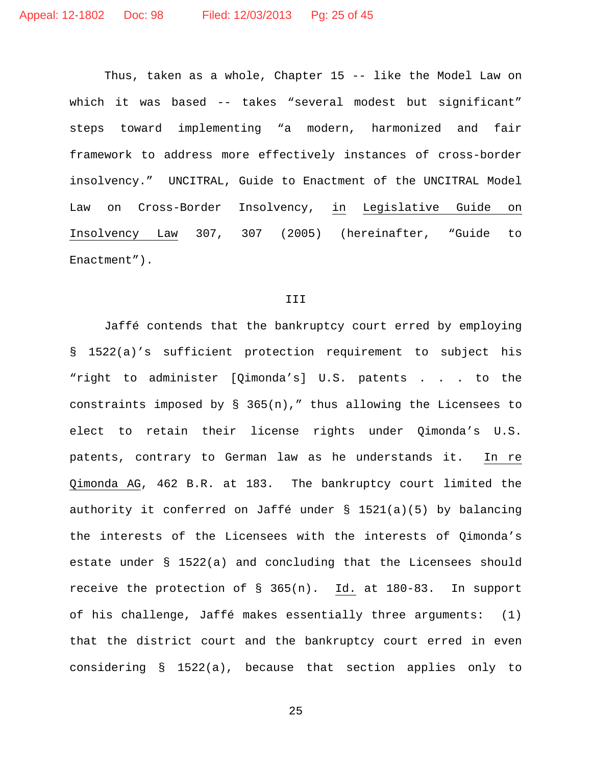Thus, taken as a whole, Chapter 15 -- like the Model Law on which it was based -- takes "several modest but significant" steps toward implementing "a modern, harmonized and fair framework to address more effectively instances of cross-border insolvency." UNCITRAL, Guide to Enactment of the UNCITRAL Model Law on Cross-Border Insolvency, in Legislative Guide on Insolvency Law 307, 307 (2005) (hereinafter, "Guide to Enactment").

## III

Jaffé contends that the bankruptcy court erred by employing § 1522(a)'s sufficient protection requirement to subject his "right to administer [Qimonda's] U.S. patents . . . to the constraints imposed by § 365(n)," thus allowing the Licensees to elect to retain their license rights under Qimonda's U.S. patents, contrary to German law as he understands it. In re Qimonda AG, 462 B.R. at 183. The bankruptcy court limited the authority it conferred on Jaffé under § 1521(a)(5) by balancing the interests of the Licensees with the interests of Qimonda's estate under § 1522(a) and concluding that the Licensees should receive the protection of § 365(n). Id. at 180-83. In support of his challenge, Jaffé makes essentially three arguments: (1) that the district court and the bankruptcy court erred in even considering § 1522(a), because that section applies only to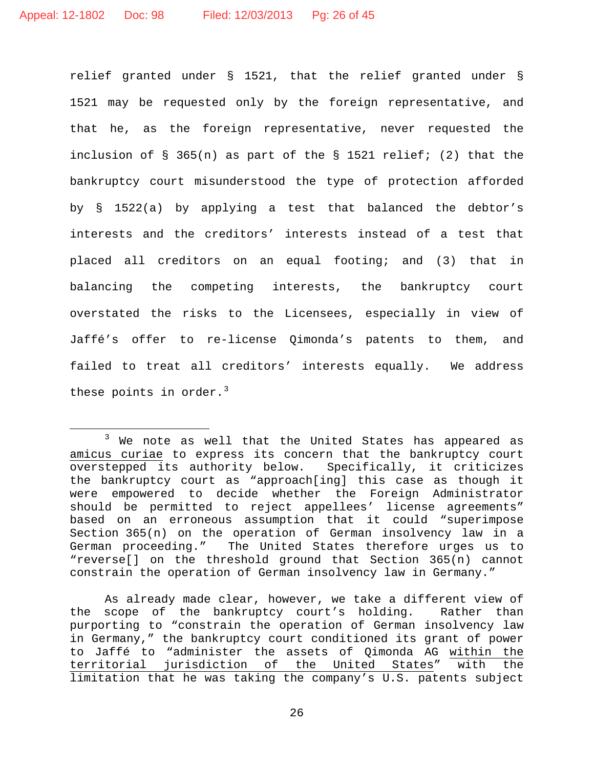relief granted under § 1521, that the relief granted under § 1521 may be requested only by the foreign representative, and that he, as the foreign representative, never requested the inclusion of § 365(n) as part of the § 1521 relief; (2) that the bankruptcy court misunderstood the type of protection afforded by § 1522(a) by applying a test that balanced the debtor's interests and the creditors' interests instead of a test that placed all creditors on an equal footing; and (3) that in balancing the competing interests, the bankruptcy court overstated the risks to the Licensees, especially in view of Jaffé's offer to re-license Qimonda's patents to them, and failed to treat all creditors' interests equally. We address these points in order.[3]

---

[3] We note as well that the United States has appeared as amicus curiae to express its concern that the bankruptcy court overstepped its authority below. Specifically, it criticizes the bankruptcy court as "approach[ing] this case as though it were empowered to decide whether the Foreign Administrator should be permitted to reject appellees' license agreements" based on an erroneous assumption that it could "superimpose Section 365(n) on the operation of German insolvency law in a German proceeding." The United States therefore urges us to "reverse[] on the threshold ground that Section 365(n) cannot constrain the operation of German insolvency law in Germany."

As already made clear, however, we take a different view of the scope of the bankruptcy court's holding. Rather than purporting to "constrain the operation of German insolvency law in Germany," the bankruptcy court conditioned its grant of power to Jaffé to "administer the assets of Qimonda AG within the territorial jurisdiction of the United States" with the limitation that he was taking the company's U.S. patents subject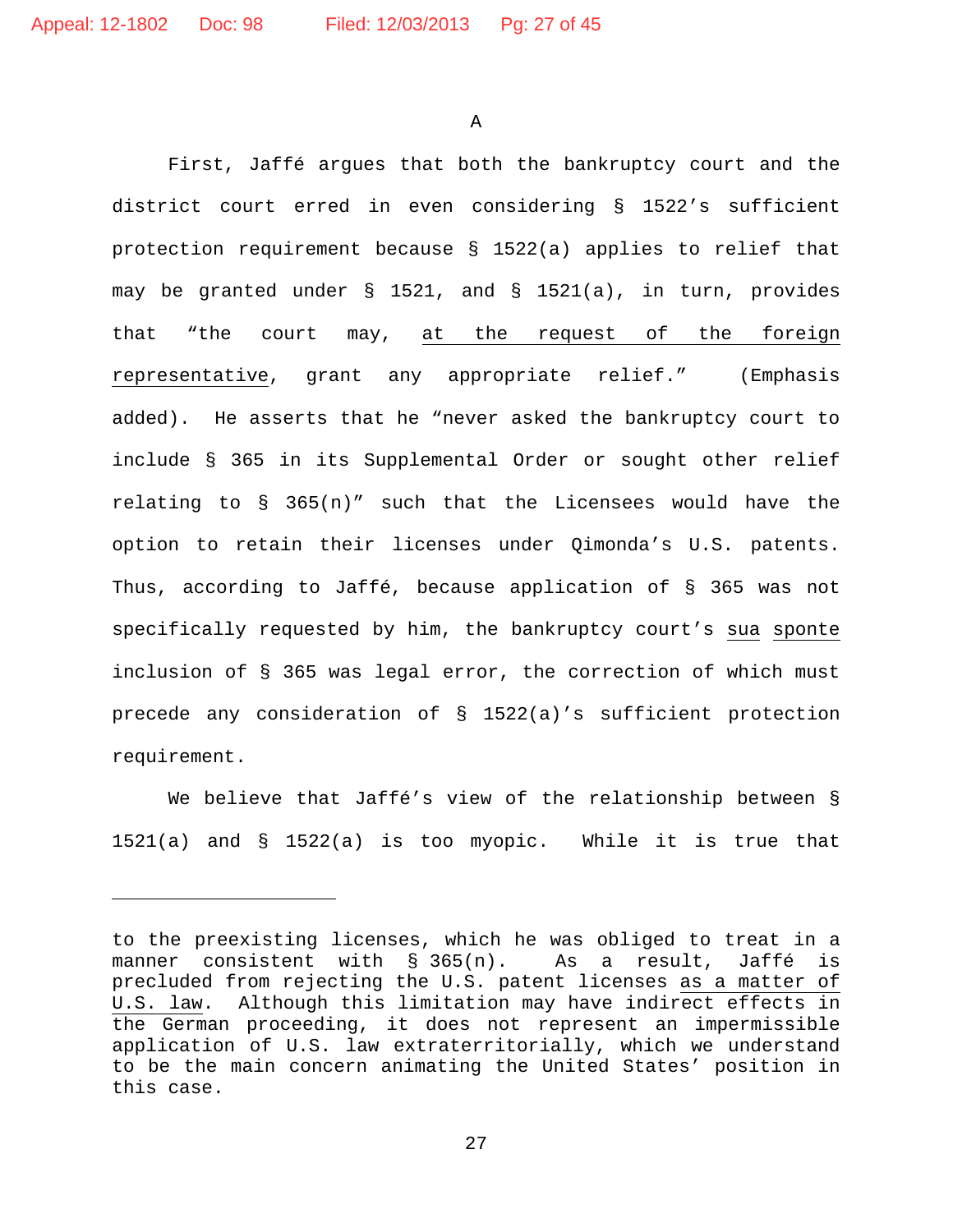A

First, Jaffé argues that both the bankruptcy court and the district court erred in even considering § 1522's sufficient protection requirement because § 1522(a) applies to relief that may be granted under § 1521, and § 1521(a), in turn, provides that "the court may, <u>at the request of the foreign representative</u>, grant any appropriate relief." (Emphasis added). He asserts that he "never asked the bankruptcy court to include § 365 in its Supplemental Order or sought other relief relating to § 365(n)" such that the Licensees would have the option to retain their licenses under Qimonda's U.S. patents. Thus, according to Jaffé, because application of § 365 was not specifically requested by him, the bankruptcy court's <u>sua</u> <u>sponte</u> inclusion of § 365 was legal error, the correction of which must precede any consideration of § 1522(a)'s sufficient protection requirement.

We believe that Jaffé's view of the relationship between § 1521(a) and § 1522(a) is too myopic. While it is true that

---

to the preexisting licenses, which he was obliged to treat in a manner consistent with § 365(n). As a result, Jaffé is precluded from rejecting the U.S. patent licenses <u>as a matter of U.S. law</u>. Although this limitation may have indirect effects in the German proceeding, it does not represent an impermissible application of U.S. law extraterritorially, which we understand to be the main concern animating the United States' position in this case.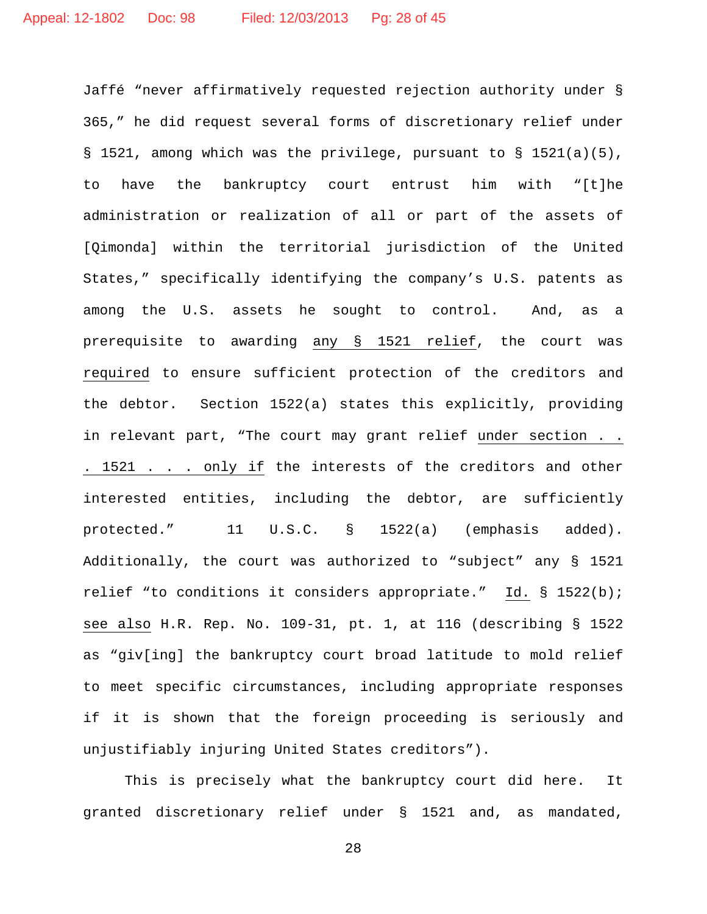Jaffé "never affirmatively requested rejection authority under § 365," he did request several forms of discretionary relief under § 1521, among which was the privilege, pursuant to § 1521(a)(5), to have the bankruptcy court entrust him with "[t]he administration or realization of all or part of the assets of [Qimonda] within the territorial jurisdiction of the United States," specifically identifying the company's U.S. patents as among the U.S. assets he sought to control. And, as a prerequisite to awarding <u>any § 1521 relief</u>, the court was <u>required</u> to ensure sufficient protection of the creditors and the debtor. Section 1522(a) states this explicitly, providing in relevant part, "The court may grant relief <u>under section . . . 1521 . . . only if</u> the interests of the creditors and other interested entities, including the debtor, are sufficiently protected." 11 U.S.C. § 1522(a) (emphasis added). Additionally, the court was authorized to "subject" any § 1521 relief "to conditions it considers appropriate." <u>Id.</u> § 1522(b); <u>see also</u> H.R. Rep. No. 109-31, pt. 1, at 116 (describing § 1522 as "giv[ing] the bankruptcy court broad latitude to mold relief to meet specific circumstances, including appropriate responses if it is shown that the foreign proceeding is seriously and unjustifiably injuring United States creditors").

This is precisely what the bankruptcy court did here. It granted discretionary relief under § 1521 and, as mandated,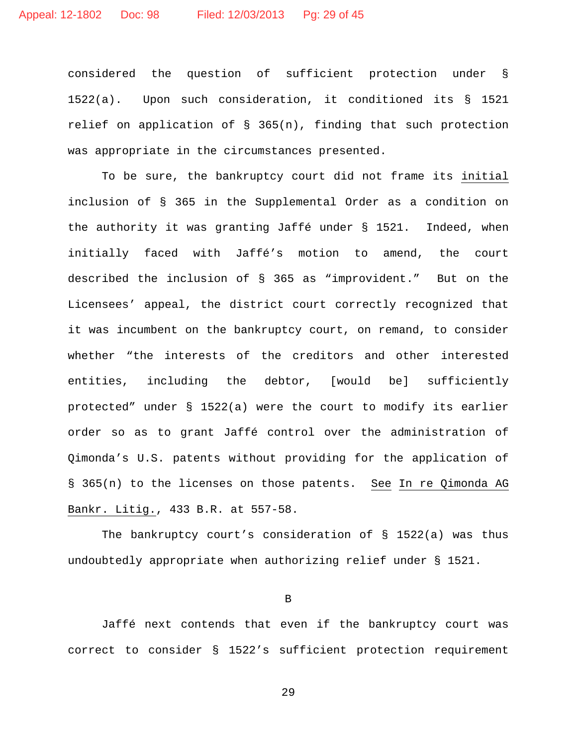considered the question of sufficient protection under § 1522(a). Upon such consideration, it conditioned its § 1521 relief on application of § 365(n), finding that such protection was appropriate in the circumstances presented.

To be sure, the bankruptcy court did not frame its initial inclusion of § 365 in the Supplemental Order as a condition on the authority it was granting Jaffé under § 1521. Indeed, when initially faced with Jaffé's motion to amend, the court described the inclusion of § 365 as "improvident." But on the Licensees' appeal, the district court correctly recognized that it was incumbent on the bankruptcy court, on remand, to consider whether "the interests of the creditors and other interested entities, including the debtor, [would be] sufficiently protected" under § 1522(a) were the court to modify its earlier order so as to grant Jaffé control over the administration of Qimonda's U.S. patents without providing for the application of § 365(n) to the licenses on those patents. See In re Qimonda AG Bankr. Litig., 433 B.R. at 557-58.

The bankruptcy court's consideration of § 1522(a) was thus undoubtedly appropriate when authorizing relief under § 1521.

B

Jaffé next contends that even if the bankruptcy court was correct to consider § 1522's sufficient protection requirement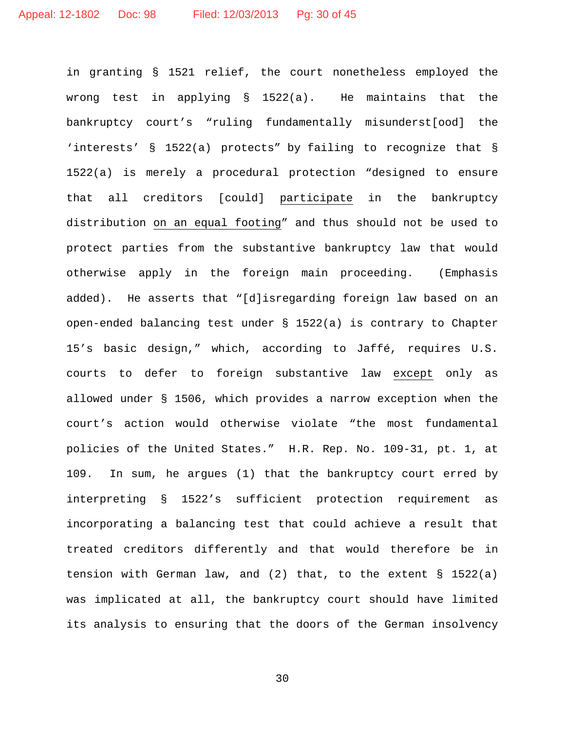in granting § 1521 relief, the court nonetheless employed the wrong test in applying § 1522(a). He maintains that the bankruptcy court's "ruling fundamentally misunderst[ood] the 'interests' § 1522(a) protects" by failing to recognize that § 1522(a) is merely a procedural protection "designed to ensure that all creditors [could] <u>participate</u> in the bankruptcy distribution <u>on an equal footing</u>" and thus should not be used to protect parties from the substantive bankruptcy law that would otherwise apply in the foreign main proceeding. (Emphasis added). He asserts that "[d]isregarding foreign law based on an open-ended balancing test under § 1522(a) is contrary to Chapter 15's basic design," which, according to Jaffé, requires U.S. courts to defer to foreign substantive law <u>except</u> only as allowed under § 1506, which provides a narrow exception when the court's action would otherwise violate "the most fundamental policies of the United States." H.R. Rep. No. 109-31, pt. 1, at 109. In sum, he argues (1) that the bankruptcy court erred by interpreting § 1522's sufficient protection requirement as incorporating a balancing test that could achieve a result that treated creditors differently and that would therefore be in tension with German law, and (2) that, to the extent § 1522(a) was implicated at all, the bankruptcy court should have limited its analysis to ensuring that the doors of the German insolvency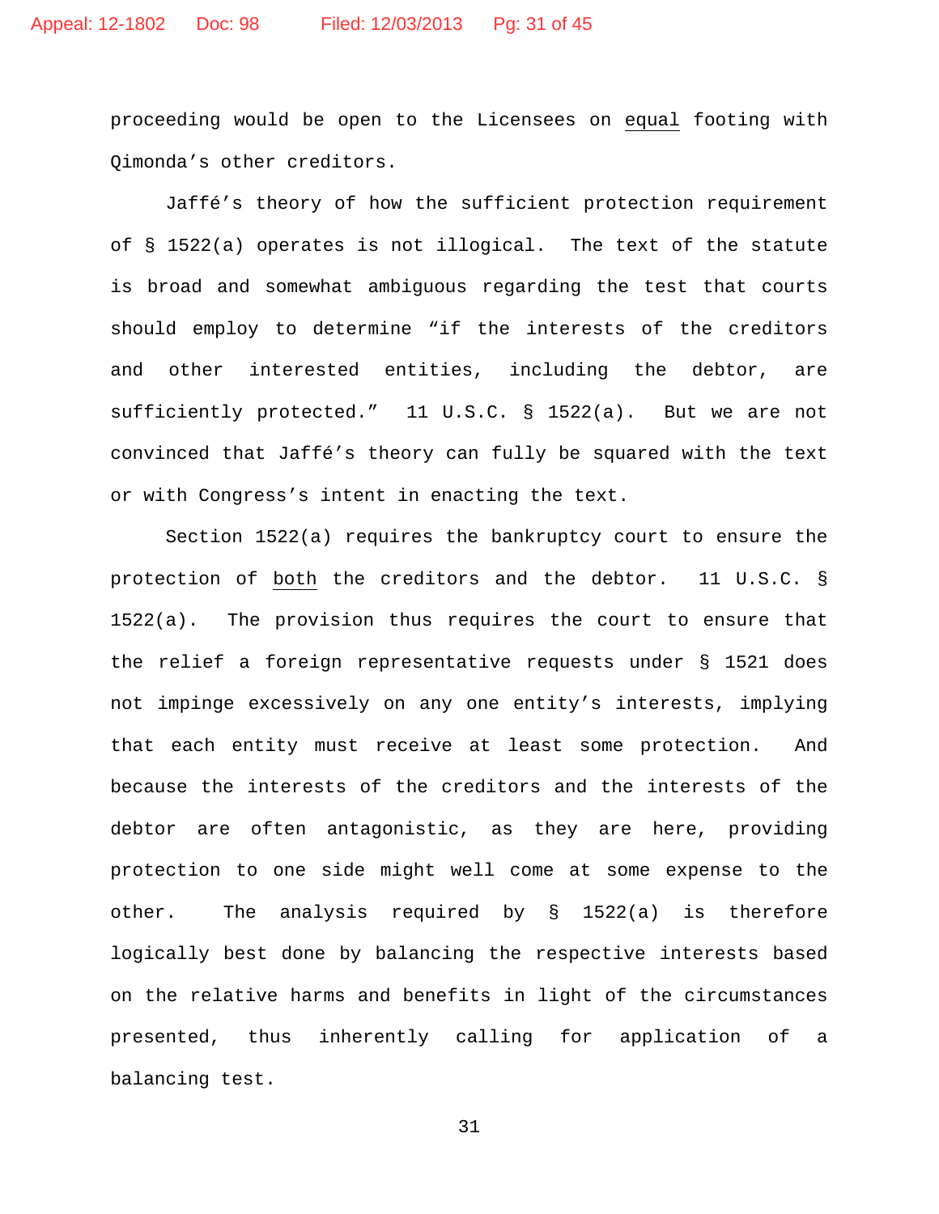proceeding would be open to the Licensees on equal footing with Qimonda's other creditors.

Jaffé's theory of how the sufficient protection requirement of § 1522(a) operates is not illogical. The text of the statute is broad and somewhat ambiguous regarding the test that courts should employ to determine "if the interests of the creditors and other interested entities, including the debtor, are sufficiently protected." 11 U.S.C. § 1522(a). But we are not convinced that Jaffé's theory can fully be squared with the text or with Congress's intent in enacting the text.

Section 1522(a) requires the bankruptcy court to ensure the protection of both the creditors and the debtor. 11 U.S.C. § 1522(a). The provision thus requires the court to ensure that the relief a foreign representative requests under § 1521 does not impinge excessively on any one entity's interests, implying that each entity must receive at least some protection. And because the interests of the creditors and the interests of the debtor are often antagonistic, as they are here, providing protection to one side might well come at some expense to the other. The analysis required by § 1522(a) is therefore logically best done by balancing the respective interests based on the relative harms and benefits in light of the circumstances presented, thus inherently calling for application of a balancing test.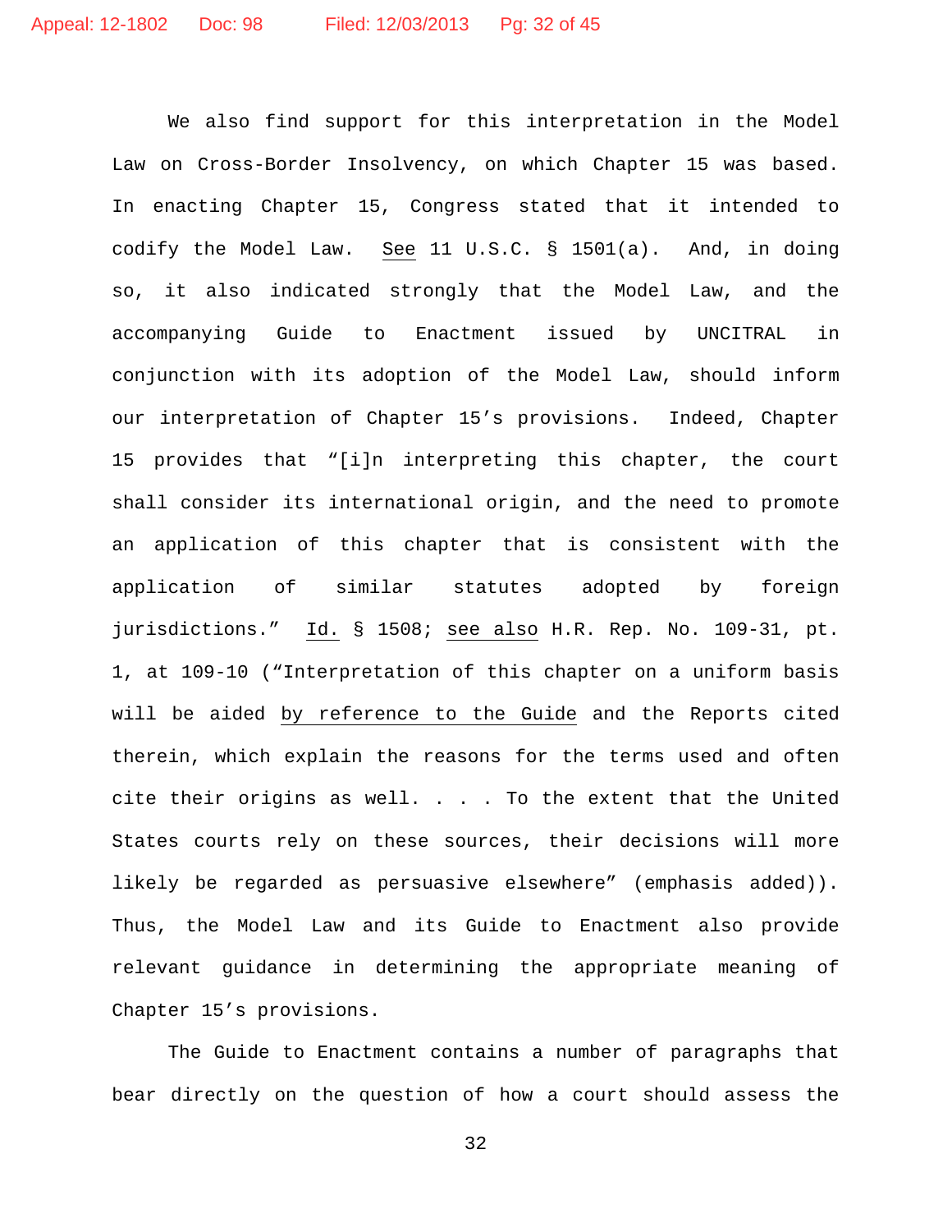We also find support for this interpretation in the Model Law on Cross-Border Insolvency, on which Chapter 15 was based. In enacting Chapter 15, Congress stated that it intended to codify the Model Law. See 11 U.S.C. § 1501(a). And, in doing so, it also indicated strongly that the Model Law, and the accompanying Guide to Enactment issued by UNCITRAL in conjunction with its adoption of the Model Law, should inform our interpretation of Chapter 15's provisions. Indeed, Chapter 15 provides that "[i]n interpreting this chapter, the court shall consider its international origin, and the need to promote an application of this chapter that is consistent with the application of similar statutes adopted by foreign jurisdictions." Id. § 1508; see also H.R. Rep. No. 109-31, pt. 1, at 109-10 ("Interpretation of this chapter on a uniform basis will be aided by reference to the Guide and the Reports cited therein, which explain the reasons for the terms used and often cite their origins as well. . . . To the extent that the United States courts rely on these sources, their decisions will more likely be regarded as persuasive elsewhere" (emphasis added)). Thus, the Model Law and its Guide to Enactment also provide relevant guidance in determining the appropriate meaning of Chapter 15's provisions.

The Guide to Enactment contains a number of paragraphs that bear directly on the question of how a court should assess the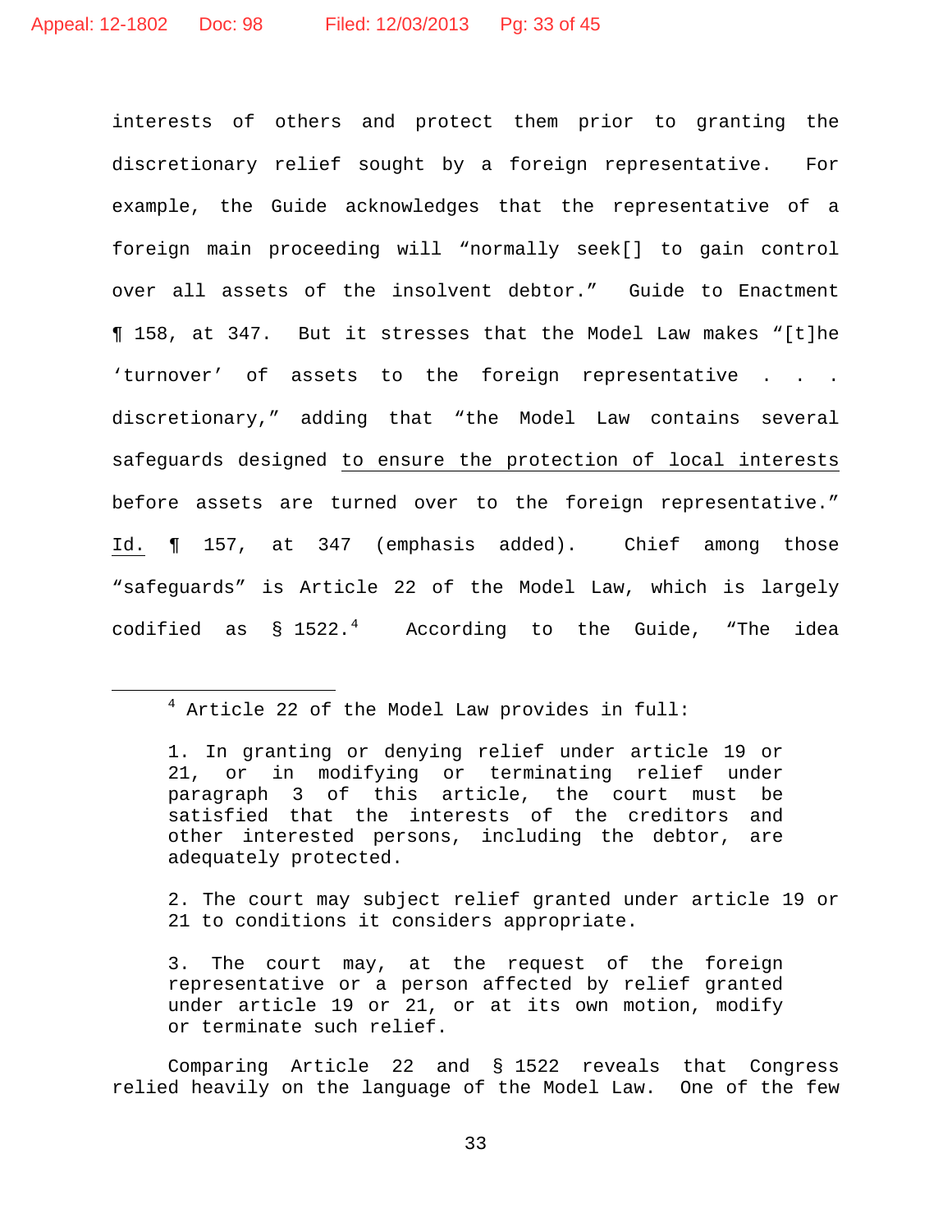interests of others and protect them prior to granting the discretionary relief sought by a foreign representative. For example, the Guide acknowledges that the representative of a foreign main proceeding will "normally seek[] to gain control over all assets of the insolvent debtor." Guide to Enactment ¶ 158, at 347. But it stresses that the Model Law makes "[t]he 'turnover' of assets to the foreign representative . . . discretionary," adding that "the Model Law contains several safeguards designed <u>to ensure the protection of local interests</u> before assets are turned over to the foreign representative." <u>Id.</u> ¶ 157, at 347 (emphasis added). Chief among those "safeguards" is Article 22 of the Model Law, which is largely codified as § 1522.[4] According to the Guide, "The idea

---

[4] Article 22 of the Model Law provides in full:

> 1. In granting or denying relief under article 19 or 21, or in modifying or terminating relief under paragraph 3 of this article, the court must be satisfied that the interests of the creditors and other interested persons, including the debtor, are adequately protected.
>
> 2. The court may subject relief granted under article 19 or 21 to conditions it considers appropriate.
>
> 3. The court may, at the request of the foreign representative or a person affected by relief granted under article 19 or 21, or at its own motion, modify or terminate such relief.

Comparing Article 22 and § 1522 reveals that Congress relied heavily on the language of the Model Law. One of the few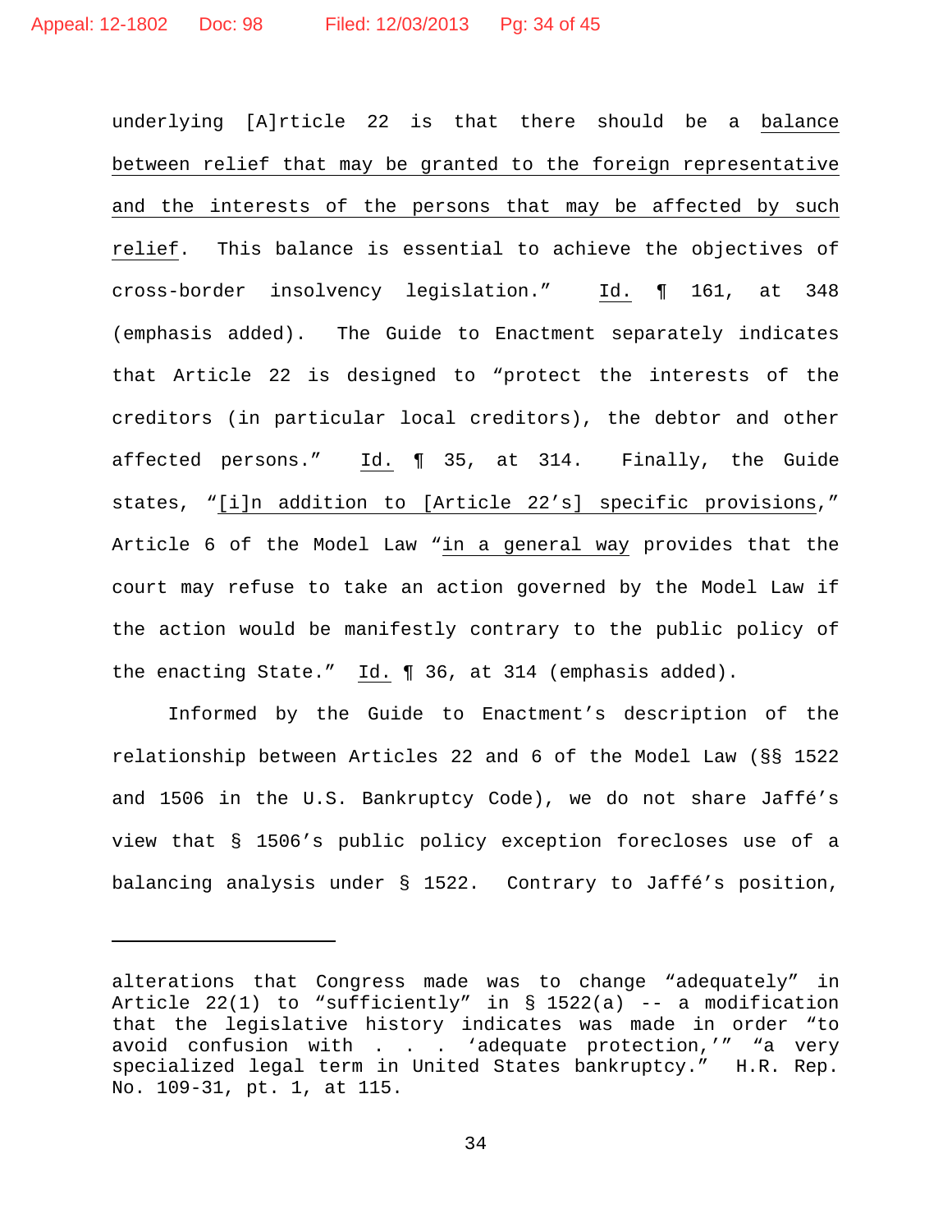underlying [A]rticle 22 is that there should be a <u>balance between relief that may be granted to the foreign representative and the interests of the persons that may be affected by such relief</u>. This balance is essential to achieve the objectives of cross-border insolvency legislation." <u>Id.</u> ¶ 161, at 348 (emphasis added). The Guide to Enactment separately indicates that Article 22 is designed to "protect the interests of the creditors (in particular local creditors), the debtor and other affected persons." <u>Id.</u> ¶ 35, at 314. Finally, the Guide states, "<u>[i]n addition to [Article 22's] specific provisions</u>," Article 6 of the Model Law "<u>in a general way</u> provides that the court may refuse to take an action governed by the Model Law if the action would be manifestly contrary to the public policy of the enacting State." <u>Id.</u> ¶ 36, at 314 (emphasis added).

Informed by the Guide to Enactment's description of the relationship between Articles 22 and 6 of the Model Law (§§ 1522 and 1506 in the U.S. Bankruptcy Code), we do not share Jaffé's view that § 1506's public policy exception forecloses use of a balancing analysis under § 1522. Contrary to Jaffé's position,

---

alterations that Congress made was to change "adequately" in Article 22(1) to "sufficiently" in § 1522(a) -- a modification that the legislative history indicates was made in order "to avoid confusion with . . . 'adequate protection,'" "a very specialized legal term in United States bankruptcy." H.R. Rep. No. 109-31, pt. 1, at 115.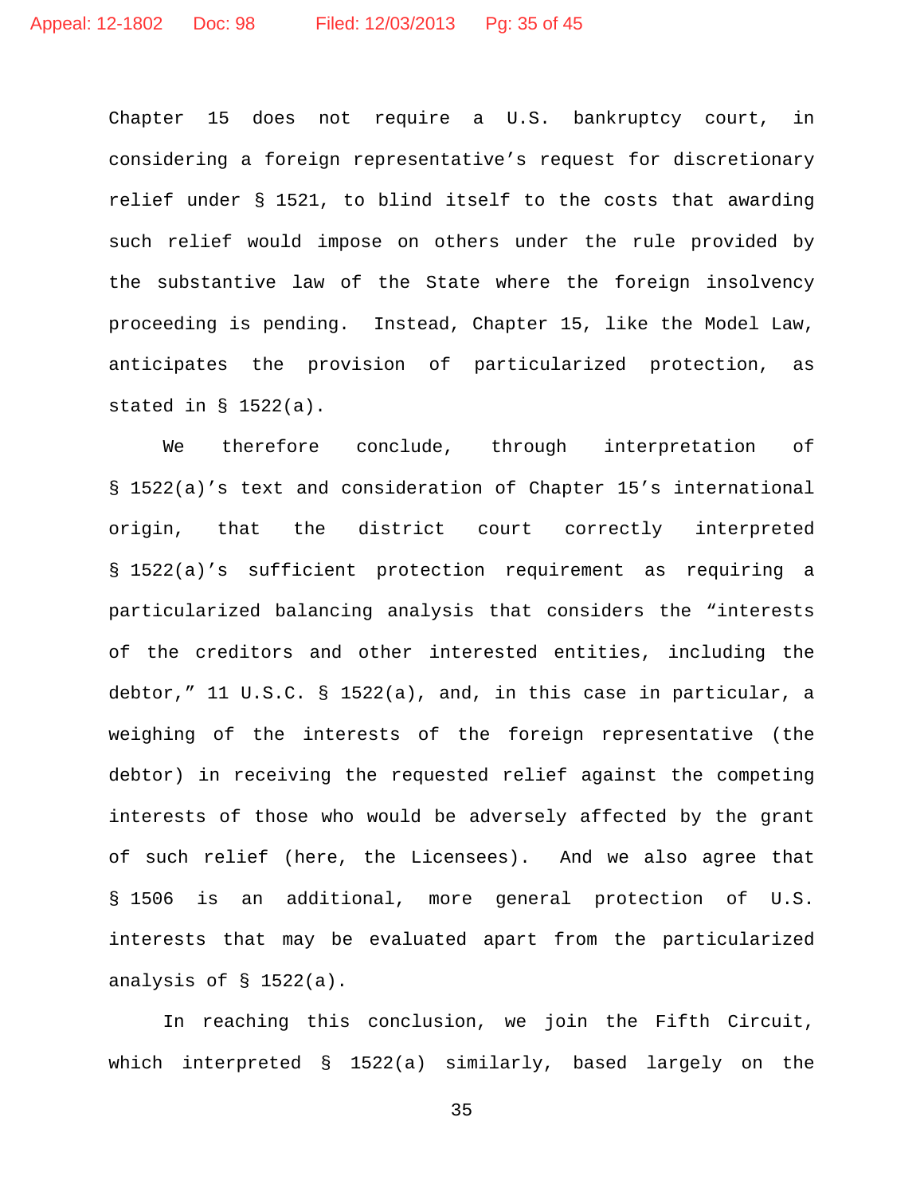Chapter 15 does not require a U.S. bankruptcy court, in considering a foreign representative's request for discretionary relief under § 1521, to blind itself to the costs that awarding such relief would impose on others under the rule provided by the substantive law of the State where the foreign insolvency proceeding is pending. Instead, Chapter 15, like the Model Law, anticipates the provision of particularized protection, as stated in § 1522(a).

We therefore conclude, through interpretation of § 1522(a)'s text and consideration of Chapter 15's international origin, that the district court correctly interpreted § 1522(a)'s sufficient protection requirement as requiring a particularized balancing analysis that considers the "interests of the creditors and other interested entities, including the debtor," 11 U.S.C. § 1522(a), and, in this case in particular, a weighing of the interests of the foreign representative (the debtor) in receiving the requested relief against the competing interests of those who would be adversely affected by the grant of such relief (here, the Licensees). And we also agree that § 1506 is an additional, more general protection of U.S. interests that may be evaluated apart from the particularized analysis of § 1522(a).

In reaching this conclusion, we join the Fifth Circuit, which interpreted § 1522(a) similarly, based largely on the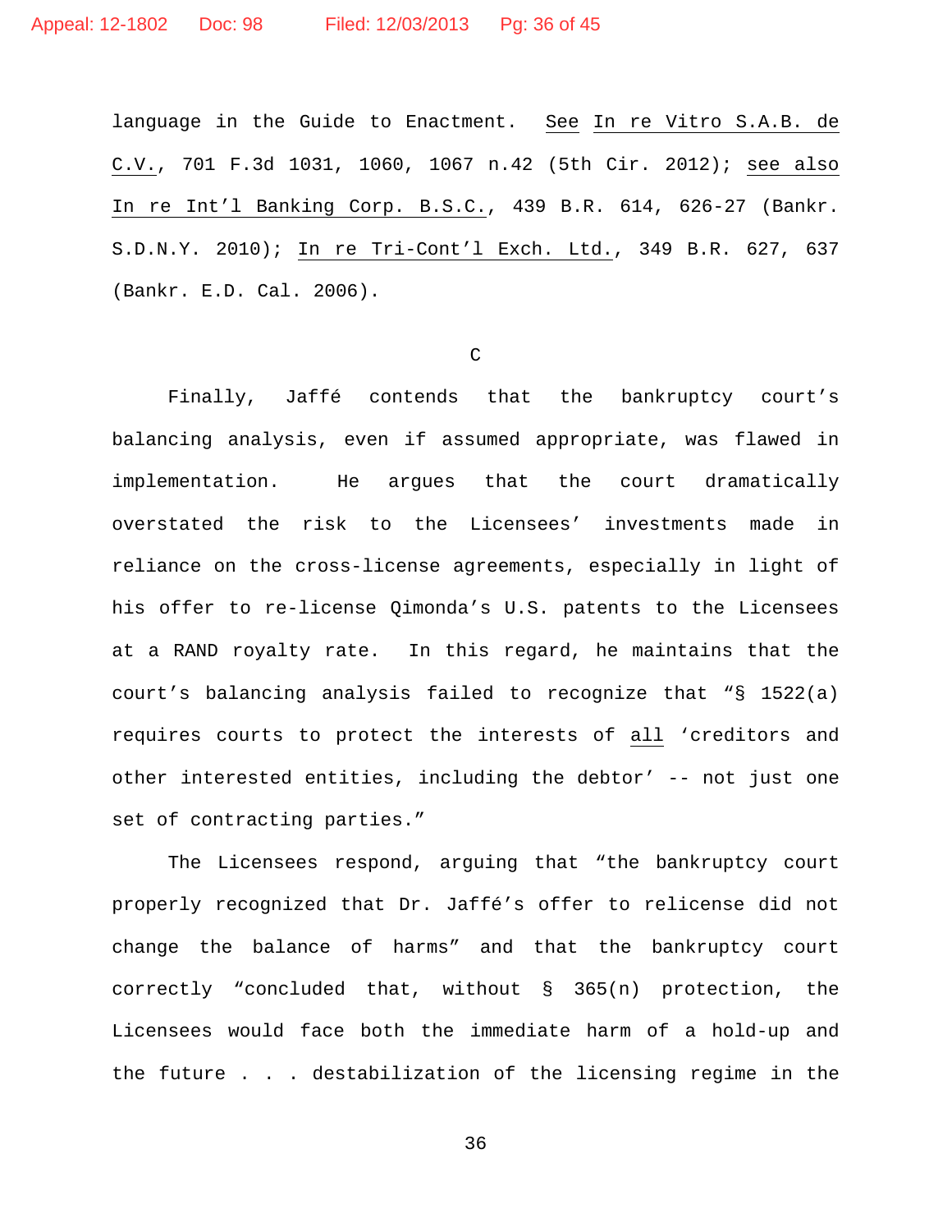language in the Guide to Enactment. See In re Vitro S.A.B. de C.V., 701 F.3d 1031, 1060, 1067 n.42 (5th Cir. 2012); see also In re Int'l Banking Corp. B.S.C., 439 B.R. 614, 626-27 (Bankr. S.D.N.Y. 2010); In re Tri-Cont'l Exch. Ltd., 349 B.R. 627, 637 (Bankr. E.D. Cal. 2006).

C

Finally, Jaffé contends that the bankruptcy court's balancing analysis, even if assumed appropriate, was flawed in implementation. He argues that the court dramatically overstated the risk to the Licensees' investments made in reliance on the cross-license agreements, especially in light of his offer to re-license Qimonda's U.S. patents to the Licensees at a RAND royalty rate. In this regard, he maintains that the court's balancing analysis failed to recognize that "§ 1522(a) requires courts to protect the interests of all 'creditors and other interested entities, including the debtor' -- not just one set of contracting parties."

The Licensees respond, arguing that "the bankruptcy court properly recognized that Dr. Jaffé's offer to relicense did not change the balance of harms" and that the bankruptcy court correctly "concluded that, without § 365(n) protection, the Licensees would face both the immediate harm of a hold-up and the future . . . destabilization of the licensing regime in the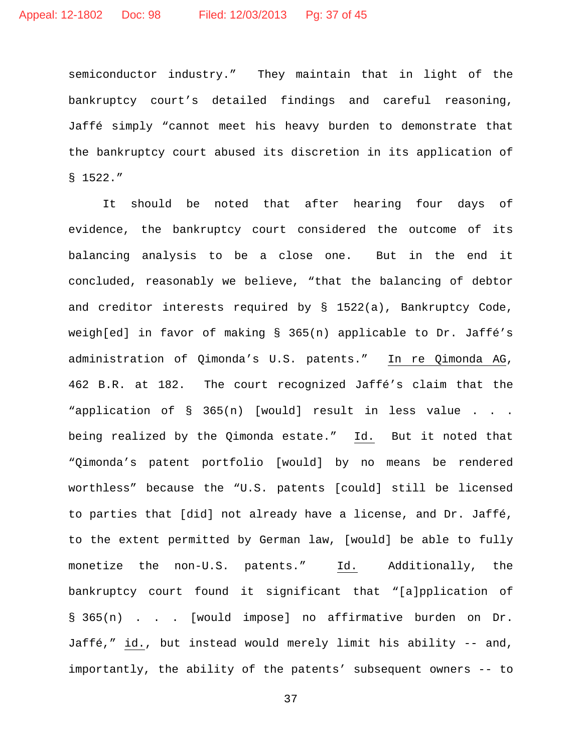semiconductor industry." They maintain that in light of the bankruptcy court's detailed findings and careful reasoning, Jaffé simply "cannot meet his heavy burden to demonstrate that the bankruptcy court abused its discretion in its application of § 1522."

It should be noted that after hearing four days of evidence, the bankruptcy court considered the outcome of its balancing analysis to be a close one. But in the end it concluded, reasonably we believe, "that the balancing of debtor and creditor interests required by § 1522(a), Bankruptcy Code, weigh[ed] in favor of making § 365(n) applicable to Dr. Jaffé's administration of Qimonda's U.S. patents." In re Qimonda AG, 462 B.R. at 182. The court recognized Jaffé's claim that the "application of § 365(n) [would] result in less value . . . being realized by the Qimonda estate." Id. But it noted that "Qimonda's patent portfolio [would] by no means be rendered worthless" because the "U.S. patents [could] still be licensed to parties that [did] not already have a license, and Dr. Jaffé, to the extent permitted by German law, [would] be able to fully monetize the non-U.S. patents." Id. Additionally, the bankruptcy court found it significant that "[a]pplication of § 365(n) . . . [would impose] no affirmative burden on Dr. Jaffé," id., but instead would merely limit his ability -- and, importantly, the ability of the patents' subsequent owners -- to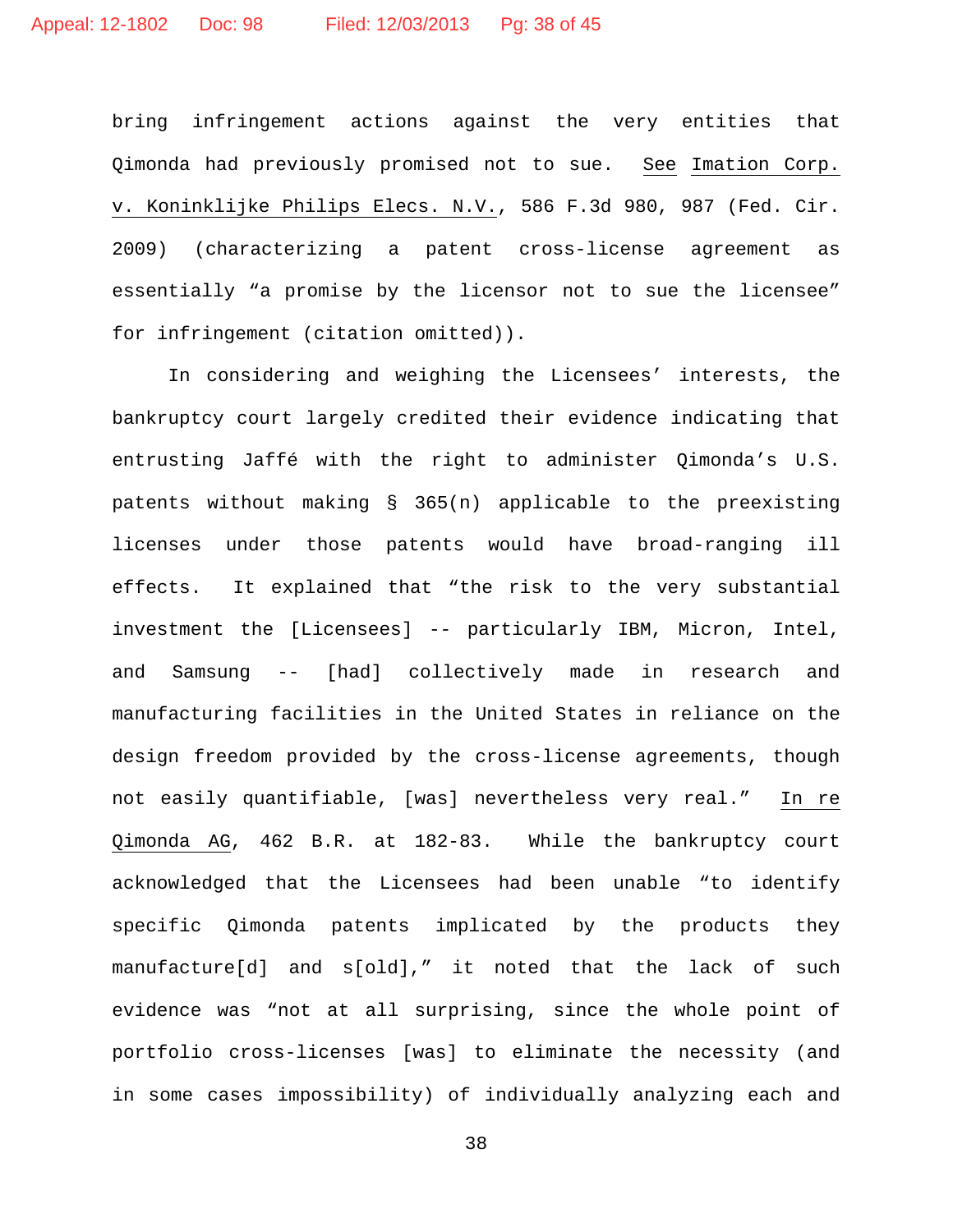bring infringement actions against the very entities that Qimonda had previously promised not to sue. See Imation Corp. v. Koninklijke Philips Elecs. N.V., 586 F.3d 980, 987 (Fed. Cir. 2009) (characterizing a patent cross-license agreement as essentially "a promise by the licensor not to sue the licensee" for infringement (citation omitted)).

In considering and weighing the Licensees' interests, the bankruptcy court largely credited their evidence indicating that entrusting Jaffé with the right to administer Qimonda's U.S. patents without making § 365(n) applicable to the preexisting licenses under those patents would have broad-ranging ill effects. It explained that "the risk to the very substantial investment the [Licensees] -- particularly IBM, Micron, Intel, and Samsung -- [had] collectively made in research and manufacturing facilities in the United States in reliance on the design freedom provided by the cross-license agreements, though not easily quantifiable, [was] nevertheless very real." In re Qimonda AG, 462 B.R. at 182-83. While the bankruptcy court acknowledged that the Licensees had been unable "to identify specific Qimonda patents implicated by the products they manufacture[d] and s[old]," it noted that the lack of such evidence was "not at all surprising, since the whole point of portfolio cross-licenses [was] to eliminate the necessity (and in some cases impossibility) of individually analyzing each and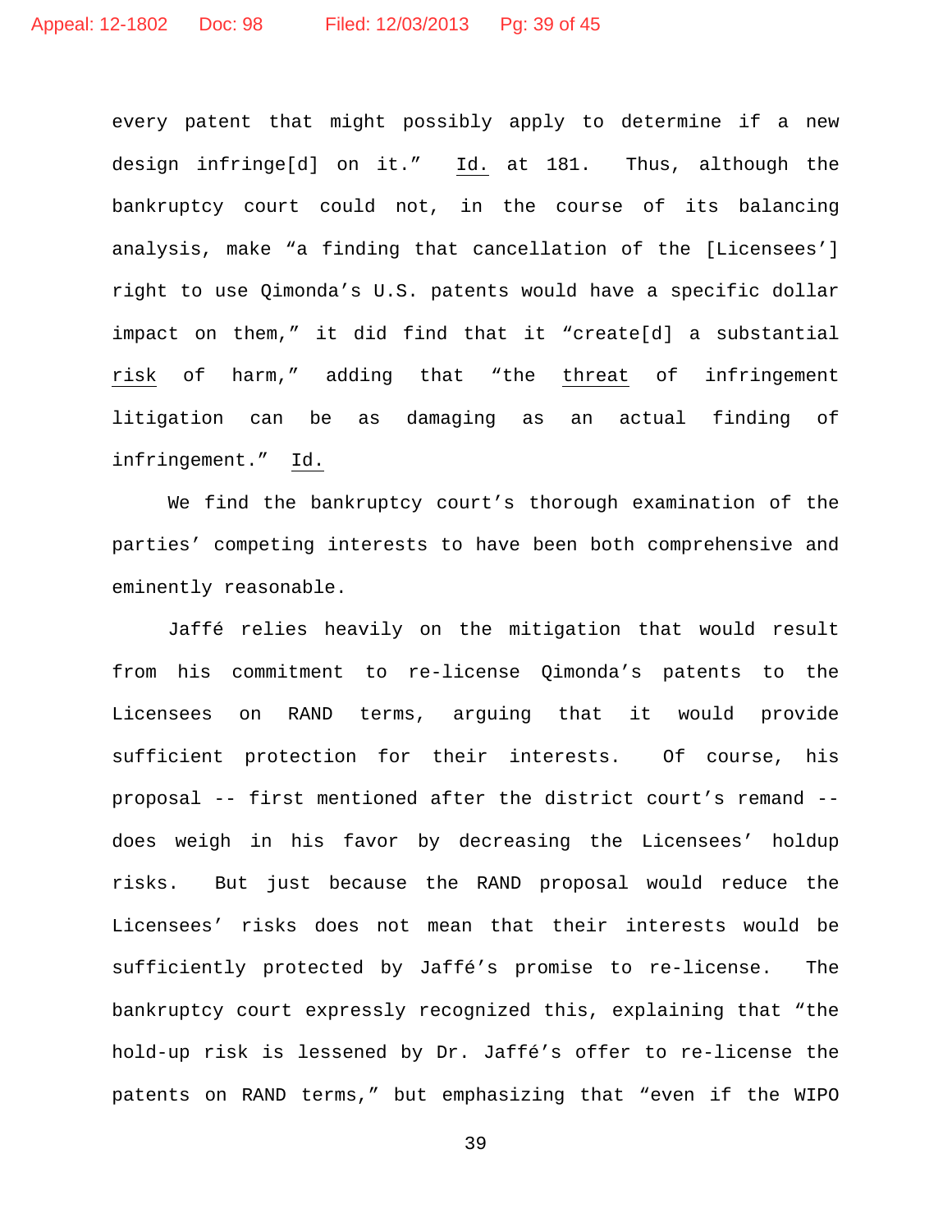every patent that might possibly apply to determine if a new design infringe[d] on it." Id. at 181. Thus, although the bankruptcy court could not, in the course of its balancing analysis, make "a finding that cancellation of the [Licensees'] right to use Qimonda's U.S. patents would have a specific dollar impact on them," it did find that it "create[d] a substantial risk of harm," adding that "the threat of infringement litigation can be as damaging as an actual finding of infringement." Id.

We find the bankruptcy court's thorough examination of the parties' competing interests to have been both comprehensive and eminently reasonable.

Jaffé relies heavily on the mitigation that would result from his commitment to re-license Qimonda's patents to the Licensees on RAND terms, arguing that it would provide sufficient protection for their interests. Of course, his proposal -- first mentioned after the district court's remand -- does weigh in his favor by decreasing the Licensees' holdup risks. But just because the RAND proposal would reduce the Licensees' risks does not mean that their interests would be sufficiently protected by Jaffé's promise to re-license. The bankruptcy court expressly recognized this, explaining that "the hold-up risk is lessened by Dr. Jaffé's offer to re-license the patents on RAND terms," but emphasizing that "even if the WIPO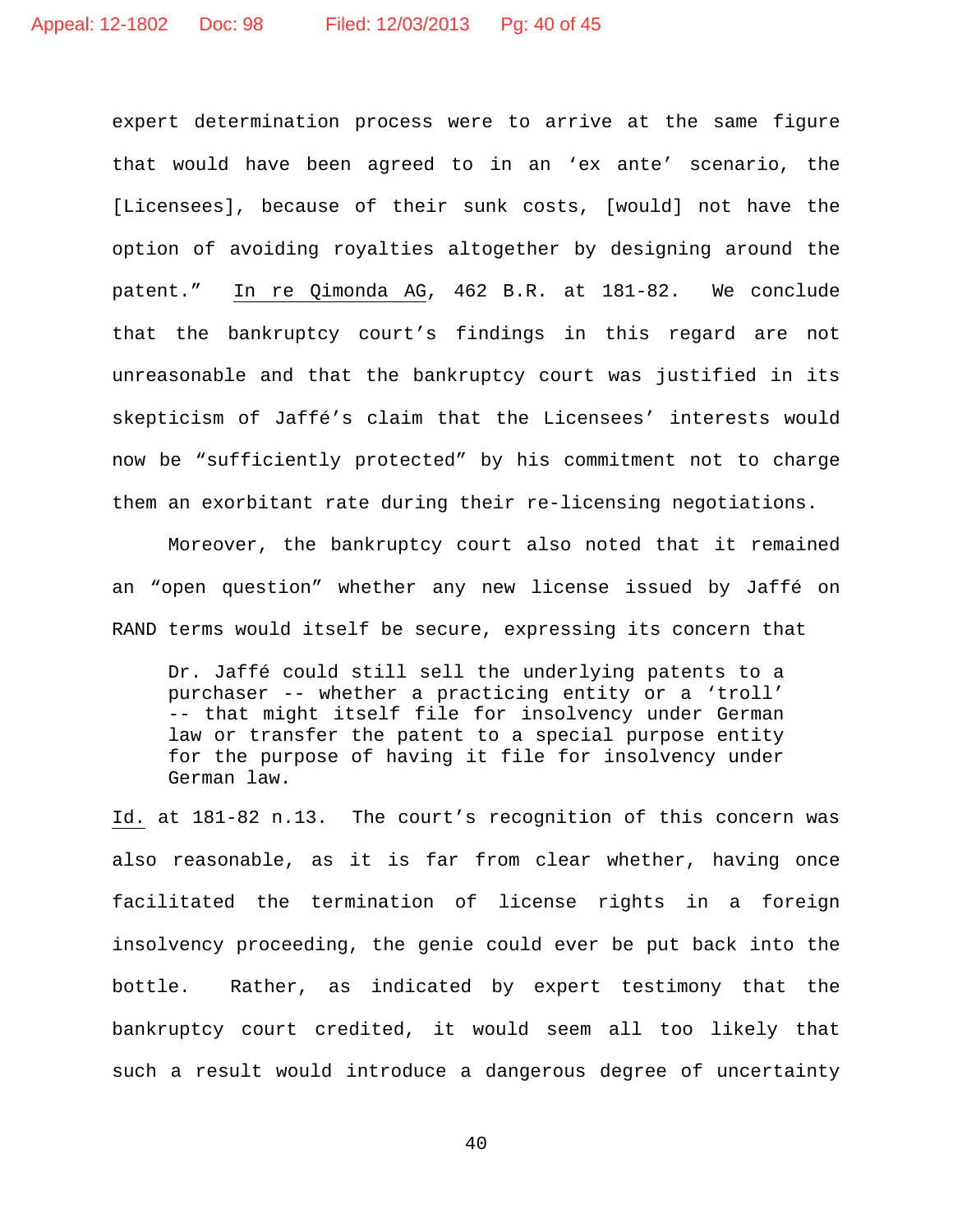expert determination process were to arrive at the same figure that would have been agreed to in an 'ex ante' scenario, the [Licensees], because of their sunk costs, [would] not have the option of avoiding royalties altogether by designing around the patent." In re Qimonda AG, 462 B.R. at 181-82. We conclude that the bankruptcy court's findings in this regard are not unreasonable and that the bankruptcy court was justified in its skepticism of Jaffé's claim that the Licensees' interests would now be "sufficiently protected" by his commitment not to charge them an exorbitant rate during their re-licensing negotiations.

Moreover, the bankruptcy court also noted that it remained an "open question" whether any new license issued by Jaffé on RAND terms would itself be secure, expressing its concern that

> Dr. Jaffé could still sell the underlying patents to a purchaser -- whether a practicing entity or a 'troll' -- that might itself file for insolvency under German law or transfer the patent to a special purpose entity for the purpose of having it file for insolvency under German law.

Id. at 181-82 n.13. The court's recognition of this concern was also reasonable, as it is far from clear whether, having once facilitated the termination of license rights in a foreign insolvency proceeding, the genie could ever be put back into the bottle. Rather, as indicated by expert testimony that the bankruptcy court credited, it would seem all too likely that such a result would introduce a dangerous degree of uncertainty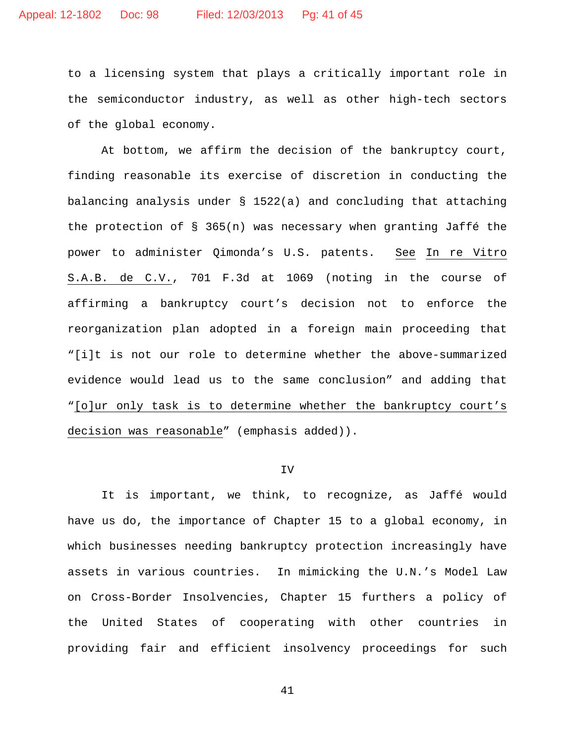to a licensing system that plays a critically important role in the semiconductor industry, as well as other high-tech sectors of the global economy.

At bottom, we affirm the decision of the bankruptcy court, finding reasonable its exercise of discretion in conducting the balancing analysis under § 1522(a) and concluding that attaching the protection of § 365(n) was necessary when granting Jaffé the power to administer Qimonda's U.S. patents. <u>See</u> <u>In re Vitro S.A.B. de C.V.</u>, 701 F.3d at 1069 (noting in the course of affirming a bankruptcy court's decision not to enforce the reorganization plan adopted in a foreign main proceeding that "[i]t is not our role to determine whether the above-summarized evidence would lead us to the same conclusion" and adding that "<u>[o]ur only task is to determine whether the bankruptcy court's decision was reasonable</u>" (emphasis added)).

IV

It is important, we think, to recognize, as Jaffé would have us do, the importance of Chapter 15 to a global economy, in which businesses needing bankruptcy protection increasingly have assets in various countries. In mimicking the U.N.'s Model Law on Cross-Border Insolvencies, Chapter 15 furthers a policy of the United States of cooperating with other countries in providing fair and efficient insolvency proceedings for such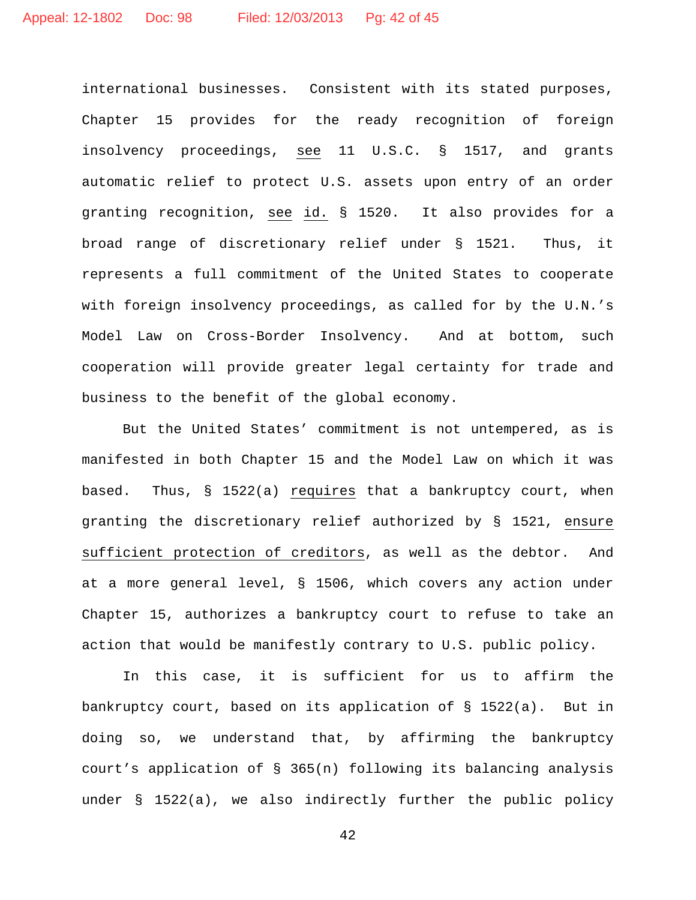international businesses. Consistent with its stated purposes, Chapter 15 provides for the ready recognition of foreign insolvency proceedings, see 11 U.S.C. § 1517, and grants automatic relief to protect U.S. assets upon entry of an order granting recognition, see id. § 1520. It also provides for a broad range of discretionary relief under § 1521. Thus, it represents a full commitment of the United States to cooperate with foreign insolvency proceedings, as called for by the U.N.'s Model Law on Cross-Border Insolvency. And at bottom, such cooperation will provide greater legal certainty for trade and business to the benefit of the global economy.

But the United States' commitment is not untempered, as is manifested in both Chapter 15 and the Model Law on which it was based. Thus, § 1522(a) requires that a bankruptcy court, when granting the discretionary relief authorized by § 1521, ensure sufficient protection of creditors, as well as the debtor. And at a more general level, § 1506, which covers any action under Chapter 15, authorizes a bankruptcy court to refuse to take an action that would be manifestly contrary to U.S. public policy.

In this case, it is sufficient for us to affirm the bankruptcy court, based on its application of § 1522(a). But in doing so, we understand that, by affirming the bankruptcy court's application of § 365(n) following its balancing analysis under § 1522(a), we also indirectly further the public policy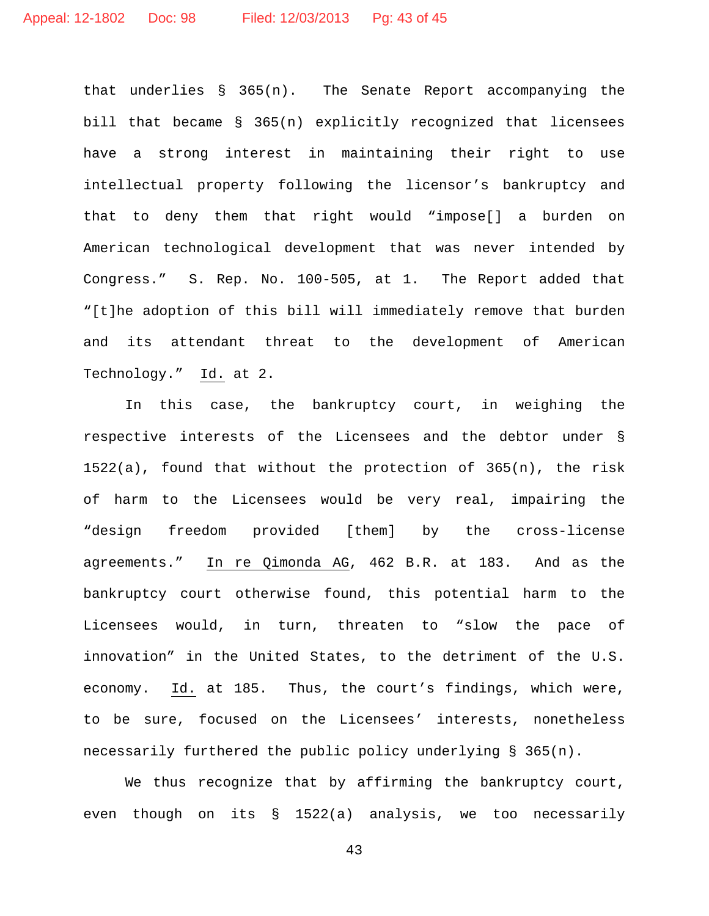that underlies § 365(n). The Senate Report accompanying the bill that became § 365(n) explicitly recognized that licensees have a strong interest in maintaining their right to use intellectual property following the licensor's bankruptcy and that to deny them that right would "impose[] a burden on American technological development that was never intended by Congress." S. Rep. No. 100-505, at 1. The Report added that "[t]he adoption of this bill will immediately remove that burden and its attendant threat to the development of American Technology." Id. at 2.

In this case, the bankruptcy court, in weighing the respective interests of the Licensees and the debtor under § 1522(a), found that without the protection of 365(n), the risk of harm to the Licensees would be very real, impairing the "design freedom provided [them] by the cross-license agreements." In re Qimonda AG, 462 B.R. at 183. And as the bankruptcy court otherwise found, this potential harm to the Licensees would, in turn, threaten to "slow the pace of innovation" in the United States, to the detriment of the U.S. economy. Id. at 185. Thus, the court's findings, which were, to be sure, focused on the Licensees' interests, nonetheless necessarily furthered the public policy underlying § 365(n).

We thus recognize that by affirming the bankruptcy court, even though on its § 1522(a) analysis, we too necessarily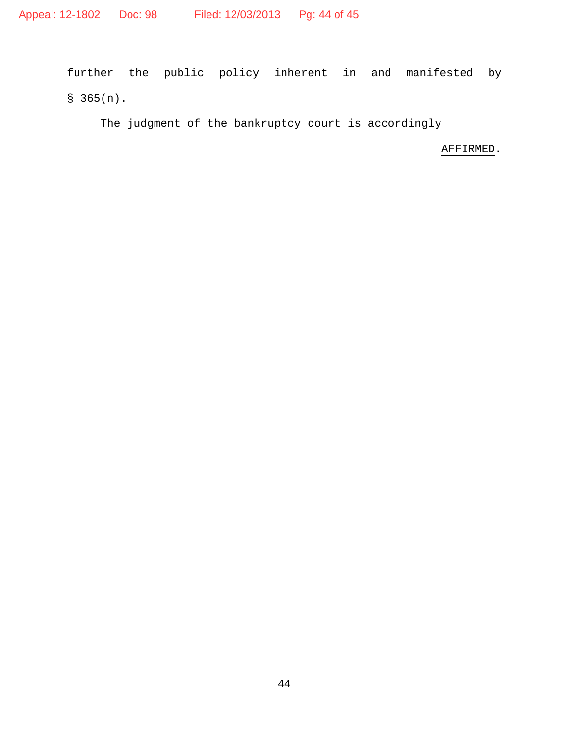further the public policy inherent in and manifested by § 365(n).

The judgment of the bankruptcy court is accordingly

AFFIRMED.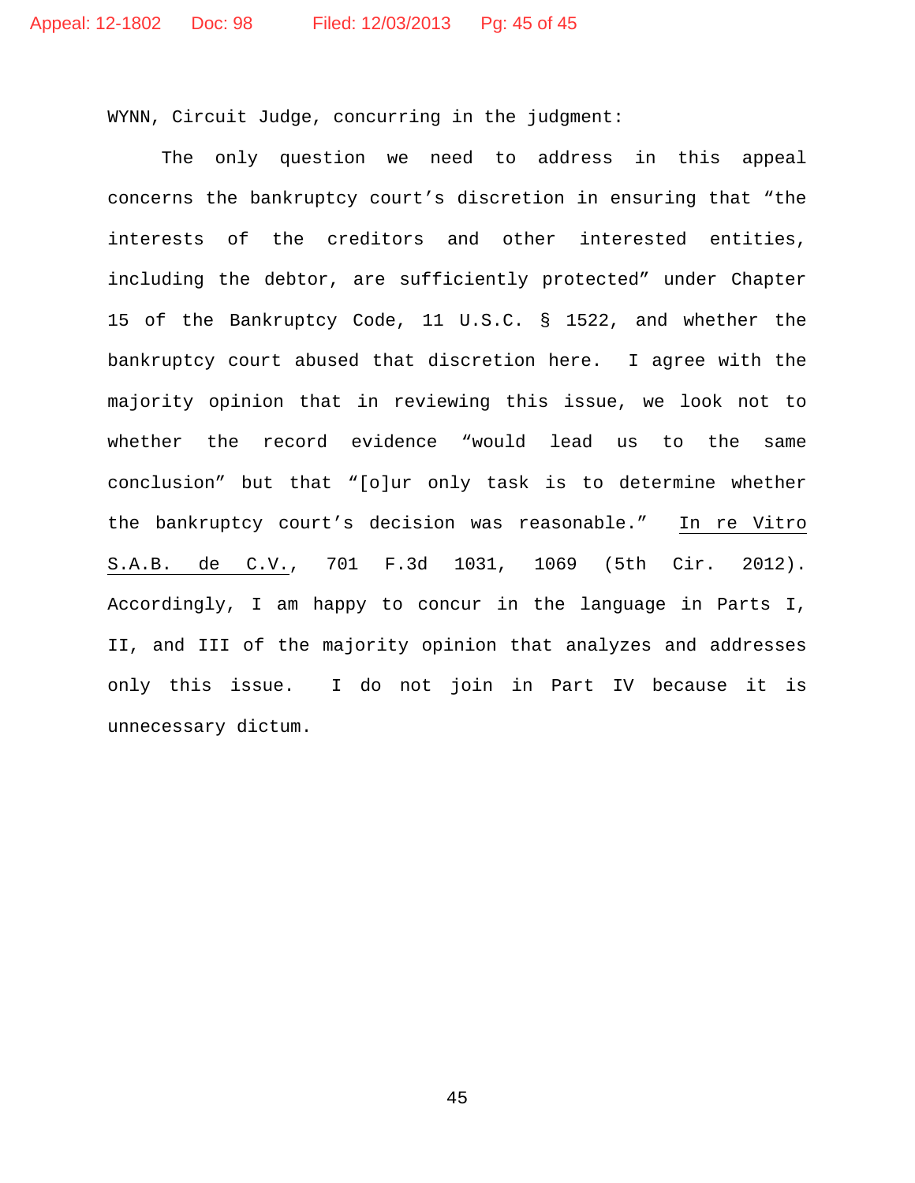WYNN, Circuit Judge, concurring in the judgment:

The only question we need to address in this appeal concerns the bankruptcy court's discretion in ensuring that "the interests of the creditors and other interested entities, including the debtor, are sufficiently protected" under Chapter 15 of the Bankruptcy Code, 11 U.S.C. § 1522, and whether the bankruptcy court abused that discretion here. I agree with the majority opinion that in reviewing this issue, we look not to whether the record evidence "would lead us to the same conclusion" but that "[o]ur only task is to determine whether the bankruptcy court's decision was reasonable." In re Vitro S.A.B. de C.V., 701 F.3d 1031, 1069 (5th Cir. 2012). Accordingly, I am happy to concur in the language in Parts I, II, and III of the majority opinion that analyzes and addresses only this issue. I do not join in Part IV because it is unnecessary dictum.